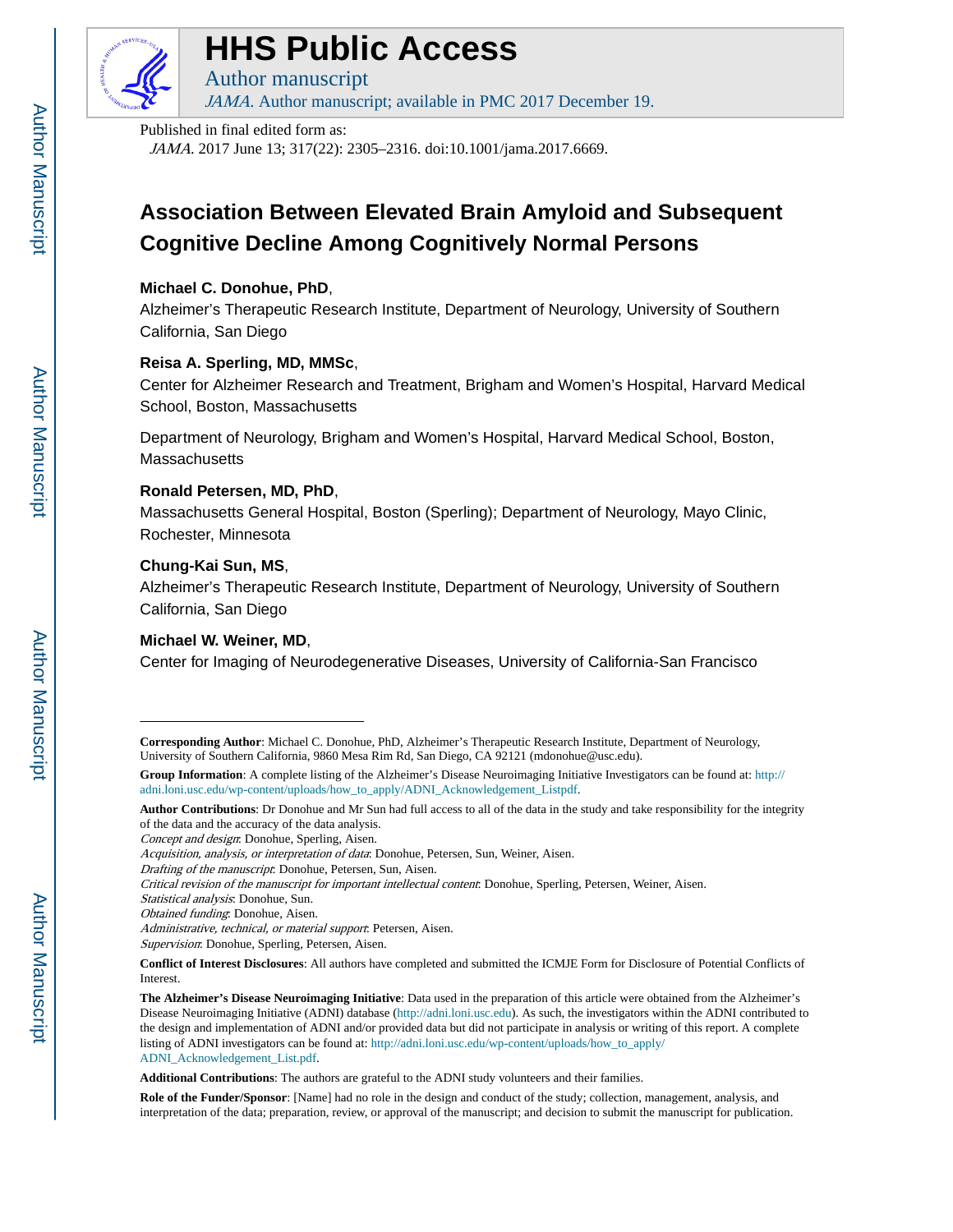# HHS Public Access

Author manuscript

*JAMA*. Author manuscript; available in PMC 2017 December 19.

Published in final edited form as:

*JAMA*. 2017 June 13; 317(22): 2305–2316. doi:10.1001/jama.2017.6669.

# Association Between Elevated Brain Amyloid and Subsequent Cognitive Decline Among Cognitively Normal Persons

**Michael C. Donohue, PhD**,

Alzheimer's Therapeutic Research Institute, Department of Neurology, University of Southern California, San Diego

**Reisa A. Sperling, MD, MMSc**,

Center for Alzheimer Research and Treatment, Brigham and Women's Hospital, Harvard Medical School, Boston, Massachusetts

Department of Neurology, Brigham and Women's Hospital, Harvard Medical School, Boston, Massachusetts

**Ronald Petersen, MD, PhD**,

Massachusetts General Hospital, Boston (Sperling); Department of Neurology, Mayo Clinic, Rochester, Minnesota

**Chung-Kai Sun, MS**,

Alzheimer's Therapeutic Research Institute, Department of Neurology, University of Southern California, San Diego

**Michael W. Weiner, MD**,

Center for Imaging of Neurodegenerative Diseases, University of California-San Francisco

---

**Corresponding Author**: Michael C. Donohue, PhD, Alzheimer's Therapeutic Research Institute, Department of Neurology, University of Southern California, 9860 Mesa Rim Rd, San Diego, CA 92121 (mdonohue@usc.edu).

**Group Information**: A complete listing of the Alzheimer's Disease Neuroimaging Initiative Investigators can be found at: http://adni.loni.usc.edu/wp-content/uploads/how_to_apply/ADNI_Acknowledgement_Listpdf.

**Author Contributions**: Dr Donohue and Mr Sun had full access to all of the data in the study and take responsibility for the integrity of the data and the accuracy of the data analysis.

*Concept and design*: Donohue, Sperling, Aisen.

*Acquisition, analysis, or interpretation of data*: Donohue, Petersen, Sun, Weiner, Aisen.

*Drafting of the manuscript*: Donohue, Petersen, Sun, Aisen.

*Critical revision of the manuscript for important intellectual content*: Donohue, Sperling, Petersen, Weiner, Aisen.

*Statistical analysis*: Donohue, Sun.

*Obtained funding*: Donohue, Aisen.

*Administrative, technical, or material support*: Petersen, Aisen.

*Supervision*: Donohue, Sperling, Petersen, Aisen.

**Conflict of Interest Disclosures**: All authors have completed and submitted the ICMJE Form for Disclosure of Potential Conflicts of Interest.

**The Alzheimer's Disease Neuroimaging Initiative**: Data used in the preparation of this article were obtained from the Alzheimer's Disease Neuroimaging Initiative (ADNI) database (http://adni.loni.usc.edu). As such, the investigators within the ADNI contributed to the design and implementation of ADNI and/or provided data but did not participate in analysis or writing of this report. A complete listing of ADNI investigators can be found at: http://adni.loni.usc.edu/wp-content/uploads/how_to_apply/ADNI_Acknowledgement_List.pdf.

**Additional Contributions**: The authors are grateful to the ADNI study volunteers and their families.

**Role of the Funder/Sponsor**: [Name] had no role in the design and conduct of the study; collection, management, analysis, and interpretation of the data; preparation, review, or approval of the manuscript; and decision to submit the manuscript for publication.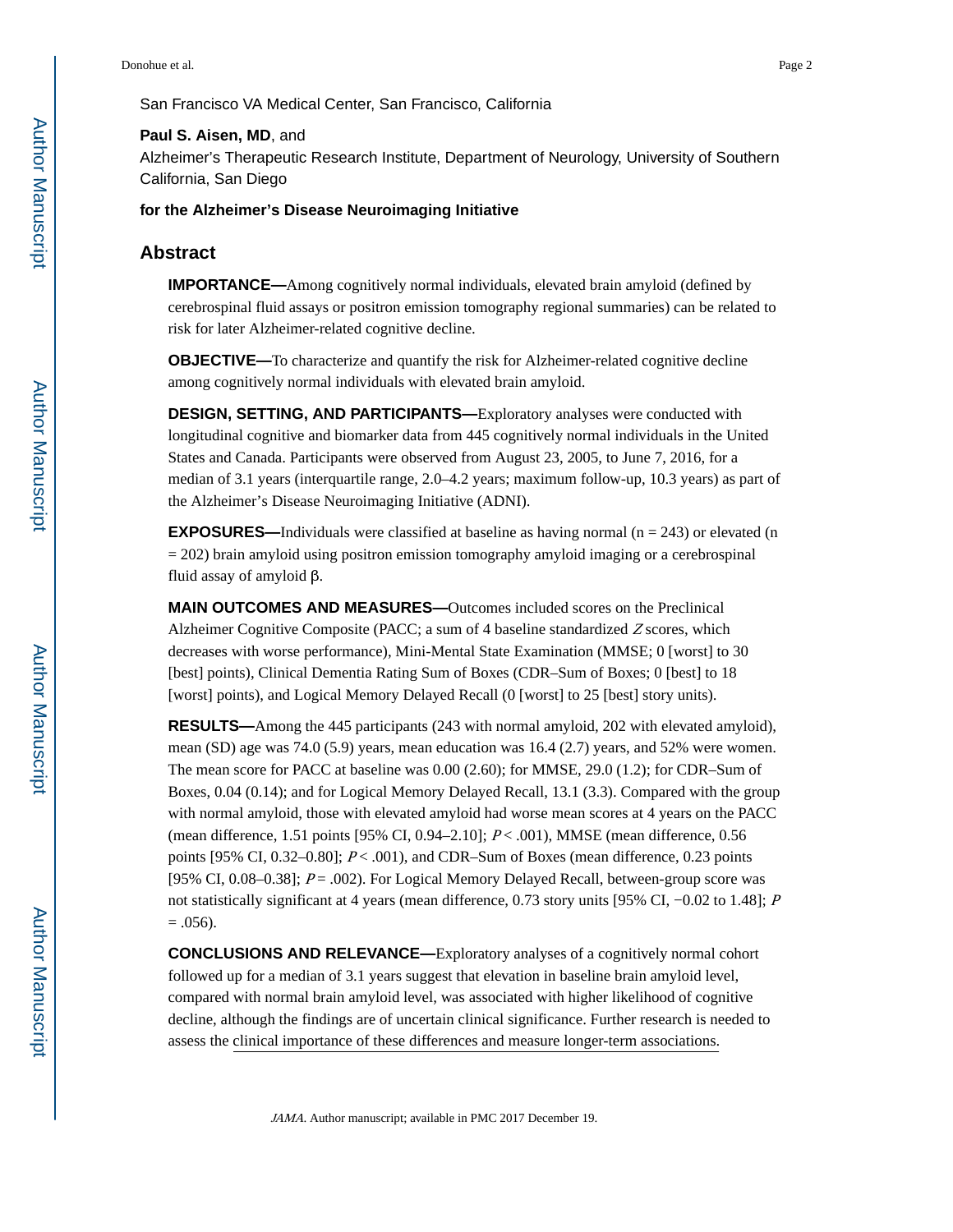San Francisco VA Medical Center, San Francisco, California

**Paul S. Aisen, MD**, and

Alzheimer's Therapeutic Research Institute, Department of Neurology, University of Southern California, San Diego

**for the Alzheimer's Disease Neuroimaging Initiative**

## Abstract

**IMPORTANCE—**Among cognitively normal individuals, elevated brain amyloid (defined by cerebrospinal fluid assays or positron emission tomography regional summaries) can be related to risk for later Alzheimer-related cognitive decline.

**OBJECTIVE—**To characterize and quantify the risk for Alzheimer-related cognitive decline among cognitively normal individuals with elevated brain amyloid.

**DESIGN, SETTING, AND PARTICIPANTS—**Exploratory analyses were conducted with longitudinal cognitive and biomarker data from 445 cognitively normal individuals in the United States and Canada. Participants were observed from August 23, 2005, to June 7, 2016, for a median of 3.1 years (interquartile range, 2.0–4.2 years; maximum follow-up, 10.3 years) as part of the Alzheimer's Disease Neuroimaging Initiative (ADNI).

**EXPOSURES—**Individuals were classified at baseline as having normal (n = 243) or elevated (n = 202) brain amyloid using positron emission tomography amyloid imaging or a cerebrospinal fluid assay of amyloid β.

**MAIN OUTCOMES AND MEASURES—**Outcomes included scores on the Preclinical Alzheimer Cognitive Composite (PACC; a sum of 4 baseline standardized *Z* scores, which decreases with worse performance), Mini-Mental State Examination (MMSE; 0 [worst] to 30 [best] points), Clinical Dementia Rating Sum of Boxes (CDR–Sum of Boxes; 0 [best] to 18 [worst] points), and Logical Memory Delayed Recall (0 [worst] to 25 [best] story units).

**RESULTS—**Among the 445 participants (243 with normal amyloid, 202 with elevated amyloid), mean (SD) age was 74.0 (5.9) years, mean education was 16.4 (2.7) years, and 52% were women. The mean score for PACC at baseline was 0.00 (2.60); for MMSE, 29.0 (1.2); for CDR–Sum of Boxes, 0.04 (0.14); and for Logical Memory Delayed Recall, 13.1 (3.3). Compared with the group with normal amyloid, those with elevated amyloid had worse mean scores at 4 years on the PACC (mean difference, 1.51 points [95% CI, 0.94–2.10]; $P < .001$), MMSE (mean difference, 0.56 points [95% CI, 0.32–0.80]; $P < .001$), and CDR–Sum of Boxes (mean difference, 0.23 points [95% CI, 0.08–0.38]; $P = .002$). For Logical Memory Delayed Recall, between-group score was not statistically significant at 4 years (mean difference, 0.73 story units [95% CI, −0.02 to 1.48]; $P = .056$).

**CONCLUSIONS AND RELEVANCE—**Exploratory analyses of a cognitively normal cohort followed up for a median of 3.1 years suggest that elevation in baseline brain amyloid level, compared with normal brain amyloid level, was associated with higher likelihood of cognitive decline, although the findings are of uncertain clinical significance. Further research is needed to assess the clinical importance of these differences and measure longer-term associations.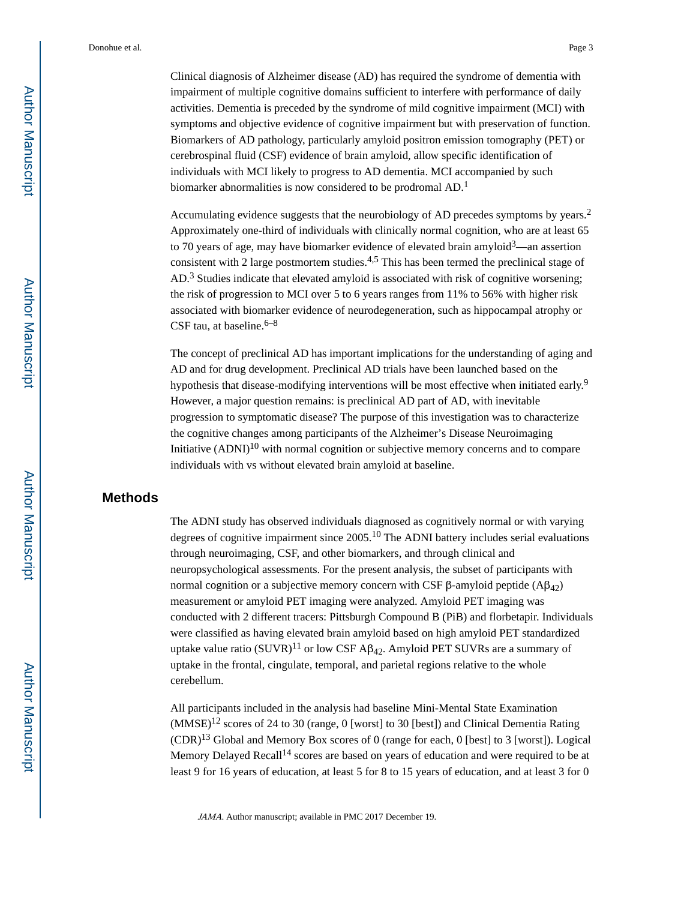Clinical diagnosis of Alzheimer disease (AD) has required the syndrome of dementia with impairment of multiple cognitive domains sufficient to interfere with performance of daily activities. Dementia is preceded by the syndrome of mild cognitive impairment (MCI) with symptoms and objective evidence of cognitive impairment but with preservation of function. Biomarkers of AD pathology, particularly amyloid positron emission tomography (PET) or cerebrospinal fluid (CSF) evidence of brain amyloid, allow specific identification of individuals with MCI likely to progress to AD dementia. MCI accompanied by such biomarker abnormalities is now considered to be prodromal AD.[1]

Accumulating evidence suggests that the neurobiology of AD precedes symptoms by years.[2] Approximately one-third of individuals with clinically normal cognition, who are at least 65 to 70 years of age, may have biomarker evidence of elevated brain amyloid[3]—an assertion consistent with 2 large postmortem studies.[4,5] This has been termed the preclinical stage of AD.[3] Studies indicate that elevated amyloid is associated with risk of cognitive worsening; the risk of progression to MCI over 5 to 6 years ranges from 11% to 56% with higher risk associated with biomarker evidence of neurodegeneration, such as hippocampal atrophy or CSF tau, at baseline.[6–8]

The concept of preclinical AD has important implications for the understanding of aging and AD and for drug development. Preclinical AD trials have been launched based on the hypothesis that disease-modifying interventions will be most effective when initiated early.[9] However, a major question remains: is preclinical AD part of AD, with inevitable progression to symptomatic disease? The purpose of this investigation was to characterize the cognitive changes among participants of the Alzheimer's Disease Neuroimaging Initiative (ADNI)[10] with normal cognition or subjective memory concerns and to compare individuals with vs without elevated brain amyloid at baseline.

## Methods

The ADNI study has observed individuals diagnosed as cognitively normal or with varying degrees of cognitive impairment since 2005.[10] The ADNI battery includes serial evaluations through neuroimaging, CSF, and other biomarkers, and through clinical and neuropsychological assessments. For the present analysis, the subset of participants with normal cognition or a subjective memory concern with CSF β-amyloid peptide ($A\beta_{42}$) measurement or amyloid PET imaging were analyzed. Amyloid PET imaging was conducted with 2 different tracers: Pittsburgh Compound B (PiB) and florbetapir. Individuals were classified as having elevated brain amyloid based on high amyloid PET standardized uptake value ratio (SUVR)[11] or low CSF $A\beta_{42}$. Amyloid PET SUVRs are a summary of uptake in the frontal, cingulate, temporal, and parietal regions relative to the whole cerebellum.

All participants included in the analysis had baseline Mini-Mental State Examination (MMSE)[12] scores of 24 to 30 (range, 0 [worst] to 30 [best]) and Clinical Dementia Rating (CDR)[13] Global and Memory Box scores of 0 (range for each, 0 [best] to 3 [worst]). Logical Memory Delayed Recall[14] scores are based on years of education and were required to be at least 9 for 16 years of education, at least 5 for 8 to 15 years of education, and at least 3 for 0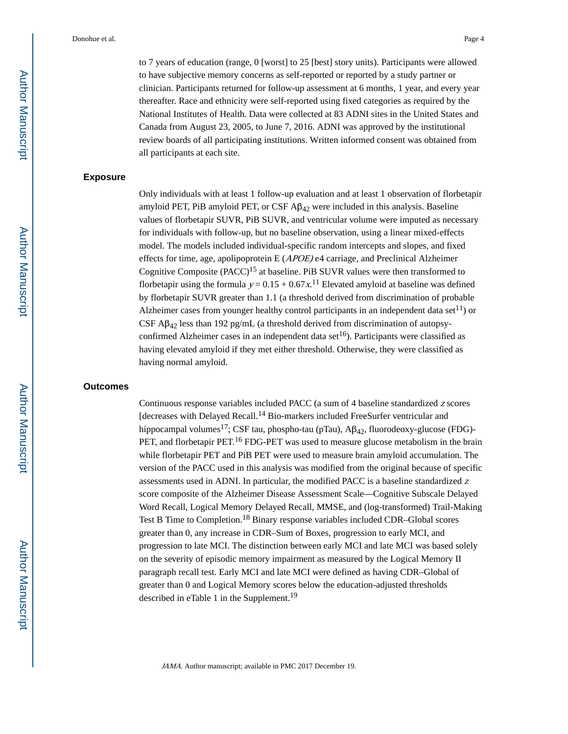to 7 years of education (range, 0 [worst] to 25 [best] story units). Participants were allowed to have subjective memory concerns as self-reported or reported by a study partner or clinician. Participants returned for follow-up assessment at 6 months, 1 year, and every year thereafter. Race and ethnicity were self-reported using fixed categories as required by the National Institutes of Health. Data were collected at 83 ADNI sites in the United States and Canada from August 23, 2005, to June 7, 2016. ADNI was approved by the institutional review boards of all participating institutions. Written informed consent was obtained from all participants at each site.

## Exposure

Only individuals with at least 1 follow-up evaluation and at least 1 observation of florbetapir amyloid PET, PiB amyloid PET, or CSF $A\beta_{42}$ were included in this analysis. Baseline values of florbetapir SUVR, PiB SUVR, and ventricular volume were imputed as necessary for individuals with follow-up, but no baseline observation, using a linear mixed-effects model. The models included individual-specific random intercepts and slopes, and fixed effects for time, age, apolipoprotein E (*APOE)* ε4 carriage, and Preclinical Alzheimer Cognitive Composite (PACC)[15] at baseline. PiB SUVR values were then transformed to florbetapir using the formula $y = 0.15 + 0.67x$.[11] Elevated amyloid at baseline was defined by florbetapir SUVR greater than 1.1 (a threshold derived from discrimination of probable Alzheimer cases from younger healthy control participants in an independent data set[11]) or CSF $A\beta_{42}$ less than 192 pg/mL (a threshold derived from discrimination of autopsy-confirmed Alzheimer cases in an independent data set[16]). Participants were classified as having elevated amyloid if they met either threshold. Otherwise, they were classified as having normal amyloid.

## Outcomes

Continuous response variables included PACC (a sum of 4 baseline standardized *z* scores [decreases with Delayed Recall.[14] Bio-markers included FreeSurfer ventricular and hippocampal volumes[17]; CSF tau, phospho-tau (pTau), $A\beta_{42}$, fluorodeoxy-glucose (FDG)-PET, and florbetapir PET.[16] FDG-PET was used to measure glucose metabolism in the brain while florbetapir PET and PiB PET were used to measure brain amyloid accumulation. The version of the PACC used in this analysis was modified from the original because of specific assessments used in ADNI. In particular, the modified PACC is a baseline standardized *z* score composite of the Alzheimer Disease Assessment Scale—Cognitive Subscale Delayed Word Recall, Logical Memory Delayed Recall, MMSE, and (log-transformed) Trail-Making Test B Time to Completion.[18] Binary response variables included CDR–Global scores greater than 0, any increase in CDR–Sum of Boxes, progression to early MCI, and progression to late MCI. The distinction between early MCI and late MCI was based solely on the severity of episodic memory impairment as measured by the Logical Memory II paragraph recall test. Early MCI and late MCI were defined as having CDR–Global of greater than 0 and Logical Memory scores below the education-adjusted thresholds described in eTable 1 in the Supplement.[19]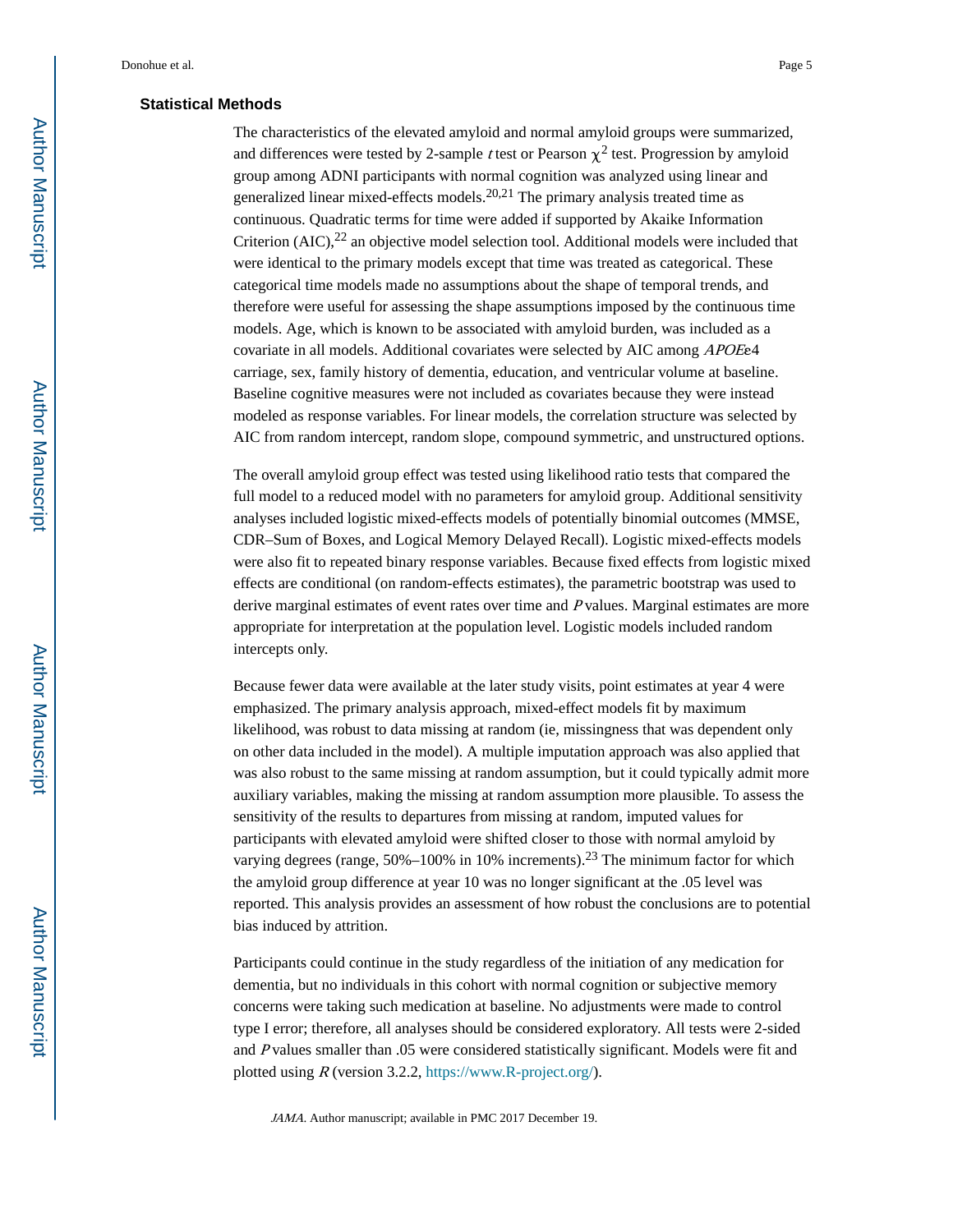## Statistical Methods

The characteristics of the elevated amyloid and normal amyloid groups were summarized, and differences were tested by 2-sample *t* test or Pearson $\chi^2$ test. Progression by amyloid group among ADNI participants with normal cognition was analyzed using linear and generalized linear mixed-effects models.[20,21] The primary analysis treated time as continuous. Quadratic terms for time were added if supported by Akaike Information Criterion (AIC),[22] an objective model selection tool. Additional models were included that were identical to the primary models except that time was treated as categorical. These categorical time models made no assumptions about the shape of temporal trends, and therefore were useful for assessing the shape assumptions imposed by the continuous time models. Age, which is known to be associated with amyloid burden, was included as a covariate in all models. Additional covariates were selected by AIC among *APOE*ε4 carriage, sex, family history of dementia, education, and ventricular volume at baseline. Baseline cognitive measures were not included as covariates because they were instead modeled as response variables. For linear models, the correlation structure was selected by AIC from random intercept, random slope, compound symmetric, and unstructured options.

The overall amyloid group effect was tested using likelihood ratio tests that compared the full model to a reduced model with no parameters for amyloid group. Additional sensitivity analyses included logistic mixed-effects models of potentially binomial outcomes (MMSE, CDR–Sum of Boxes, and Logical Memory Delayed Recall). Logistic mixed-effects models were also fit to repeated binary response variables. Because fixed effects from logistic mixed effects are conditional (on random-effects estimates), the parametric bootstrap was used to derive marginal estimates of event rates over time and *P* values. Marginal estimates are more appropriate for interpretation at the population level. Logistic models included random intercepts only.

Because fewer data were available at the later study visits, point estimates at year 4 were emphasized. The primary analysis approach, mixed-effect models fit by maximum likelihood, was robust to data missing at random (ie, missingness that was dependent only on other data included in the model). A multiple imputation approach was also applied that was also robust to the same missing at random assumption, but it could typically admit more auxiliary variables, making the missing at random assumption more plausible. To assess the sensitivity of the results to departures from missing at random, imputed values for participants with elevated amyloid were shifted closer to those with normal amyloid by varying degrees (range, 50%–100% in 10% increments).[23] The minimum factor for which the amyloid group difference at year 10 was no longer significant at the .05 level was reported. This analysis provides an assessment of how robust the conclusions are to potential bias induced by attrition.

Participants could continue in the study regardless of the initiation of any medication for dementia, but no individuals in this cohort with normal cognition or subjective memory concerns were taking such medication at baseline. No adjustments were made to control type I error; therefore, all analyses should be considered exploratory. All tests were 2-sided and *P* values smaller than .05 were considered statistically significant. Models were fit and plotted using *R* (version 3.2.2, https://www.R-project.org/).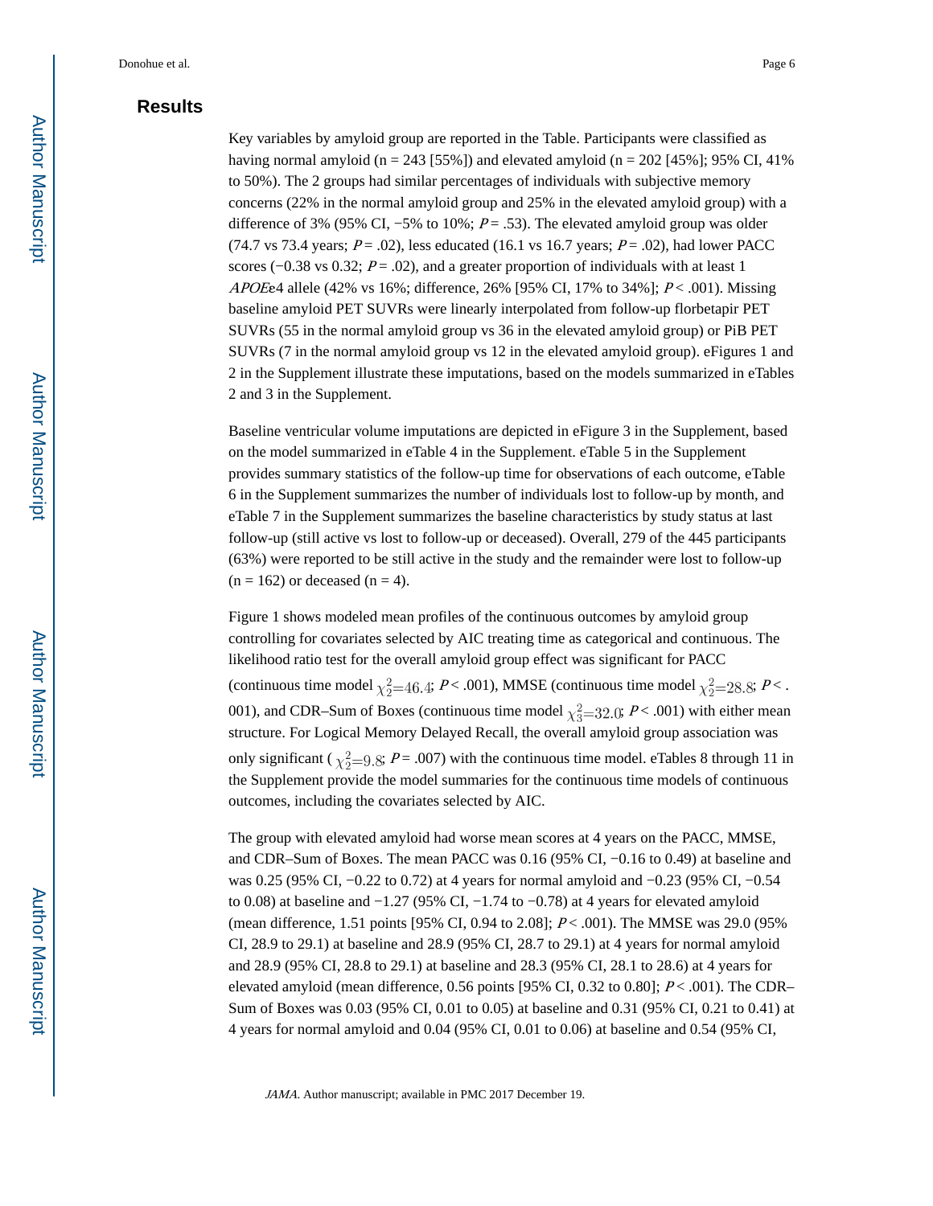## Results

Key variables by amyloid group are reported in the Table. Participants were classified as having normal amyloid (n = 243 [55%]) and elevated amyloid (n = 202 [45%]; 95% CI, 41% to 50%). The 2 groups had similar percentages of individuals with subjective memory concerns (22% in the normal amyloid group and 25% in the elevated amyloid group) with a difference of 3% (95% CI, −5% to 10%; $P$ = .53). The elevated amyloid group was older (74.7 vs 73.4 years; $P$ = .02), less educated (16.1 vs 16.7 years; $P$ = .02), had lower PACC scores (−0.38 vs 0.32; $P$ = .02), and a greater proportion of individuals with at least 1 *APOE*ε4 allele (42% vs 16%; difference, 26% [95% CI, 17% to 34%]; $P$ < .001). Missing baseline amyloid PET SUVRs were linearly interpolated from follow-up florbetapir PET SUVRs (55 in the normal amyloid group vs 36 in the elevated amyloid group) or PiB PET SUVRs (7 in the normal amyloid group vs 12 in the elevated amyloid group). eFigures 1 and 2 in the Supplement illustrate these imputations, based on the models summarized in eTables 2 and 3 in the Supplement.

Baseline ventricular volume imputations are depicted in eFigure 3 in the Supplement, based on the model summarized in eTable 4 in the Supplement. eTable 5 in the Supplement provides summary statistics of the follow-up time for observations of each outcome, eTable 6 in the Supplement summarizes the number of individuals lost to follow-up by month, and eTable 7 in the Supplement summarizes the baseline characteristics by study status at last follow-up (still active vs lost to follow-up or deceased). Overall, 279 of the 445 participants (63%) were reported to be still active in the study and the remainder were lost to follow-up (n = 162) or deceased (n = 4).

Figure 1 shows modeled mean profiles of the continuous outcomes by amyloid group controlling for covariates selected by AIC treating time as categorical and continuous. The likelihood ratio test for the overall amyloid group effect was significant for PACC (continuous time model $\chi^2_2 = 46.4$; $P$ < .001), MMSE (continuous time model $\chi^2_2 = 28.8$; $P$ < .001), and CDR–Sum of Boxes (continuous time model $\chi^2_3 = 32.0$; $P$ < .001) with either mean structure. For Logical Memory Delayed Recall, the overall amyloid group association was only significant ( $\chi^2_2 = 9.8$; $P$ = .007) with the continuous time model. eTables 8 through 11 in the Supplement provide the model summaries for the continuous time models of continuous outcomes, including the covariates selected by AIC.

The group with elevated amyloid had worse mean scores at 4 years on the PACC, MMSE, and CDR–Sum of Boxes. The mean PACC was 0.16 (95% CI, −0.16 to 0.49) at baseline and was 0.25 (95% CI, −0.22 to 0.72) at 4 years for normal amyloid and −0.23 (95% CI, −0.54 to 0.08) at baseline and −1.27 (95% CI, −1.74 to −0.78) at 4 years for elevated amyloid (mean difference, 1.51 points [95% CI, 0.94 to 2.08]; $P$ < .001). The MMSE was 29.0 (95% CI, 28.9 to 29.1) at baseline and 28.9 (95% CI, 28.7 to 29.1) at 4 years for normal amyloid and 28.9 (95% CI, 28.8 to 29.1) at baseline and 28.3 (95% CI, 28.1 to 28.6) at 4 years for elevated amyloid (mean difference, 0.56 points [95% CI, 0.32 to 0.80]; $P$ < .001). The CDR–Sum of Boxes was 0.03 (95% CI, 0.01 to 0.05) at baseline and 0.31 (95% CI, 0.21 to 0.41) at 4 years for normal amyloid and 0.04 (95% CI, 0.01 to 0.06) at baseline and 0.54 (95% CI,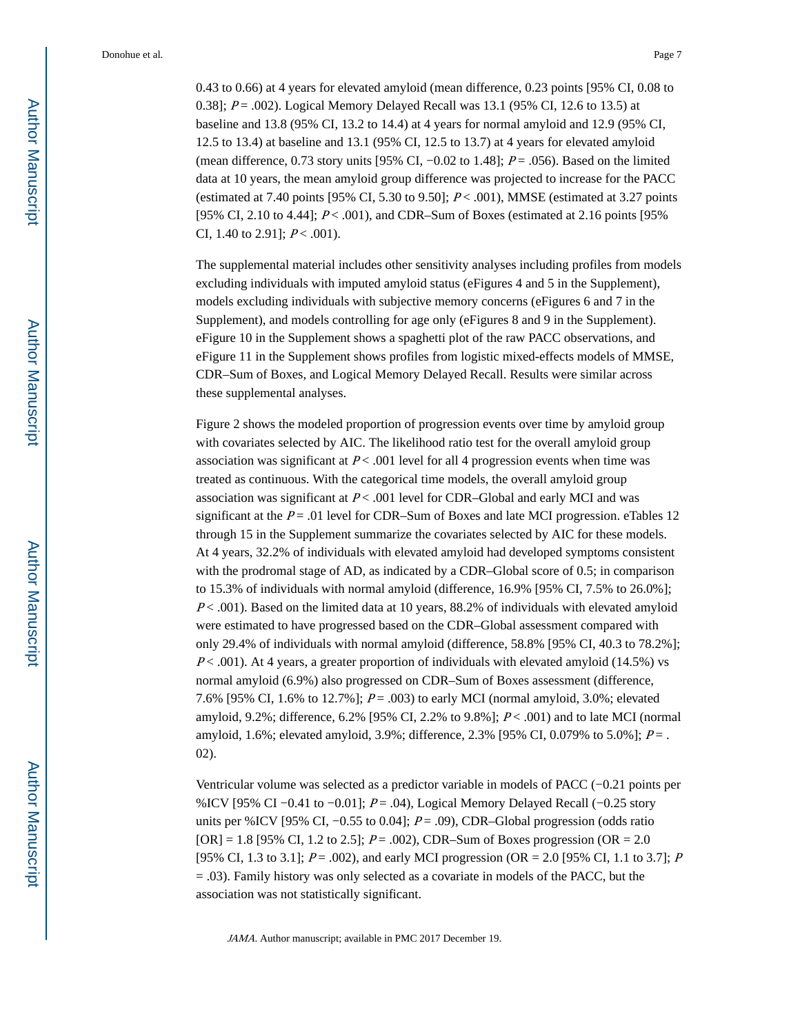0.43 to 0.66) at 4 years for elevated amyloid (mean difference, 0.23 points [95% CI, 0.08 to 0.38]; $P = .002$). Logical Memory Delayed Recall was 13.1 (95% CI, 12.6 to 13.5) at baseline and 13.8 (95% CI, 13.2 to 14.4) at 4 years for normal amyloid and 12.9 (95% CI, 12.5 to 13.4) at baseline and 13.1 (95% CI, 12.5 to 13.7) at 4 years for elevated amyloid (mean difference, 0.73 story units [95% CI, −0.02 to 1.48]; $P = .056$). Based on the limited data at 10 years, the mean amyloid group difference was projected to increase for the PACC (estimated at 7.40 points [95% CI, 5.30 to 9.50]; $P < .001$), MMSE (estimated at 3.27 points [95% CI, 2.10 to 4.44]; $P < .001$), and CDR–Sum of Boxes (estimated at 2.16 points [95% CI, 1.40 to 2.91]; $P < .001$).

The supplemental material includes other sensitivity analyses including profiles from models excluding individuals with imputed amyloid status (eFigures 4 and 5 in the Supplement), models excluding individuals with subjective memory concerns (eFigures 6 and 7 in the Supplement), and models controlling for age only (eFigures 8 and 9 in the Supplement). eFigure 10 in the Supplement shows a spaghetti plot of the raw PACC observations, and eFigure 11 in the Supplement shows profiles from logistic mixed-effects models of MMSE, CDR–Sum of Boxes, and Logical Memory Delayed Recall. Results were similar across these supplemental analyses.

Figure 2 shows the modeled proportion of progression events over time by amyloid group with covariates selected by AIC. The likelihood ratio test for the overall amyloid group association was significant at $P < .001$ level for all 4 progression events when time was treated as continuous. With the categorical time models, the overall amyloid group association was significant at $P < .001$ level for CDR–Global and early MCI and was significant at the $P = .01$ level for CDR–Sum of Boxes and late MCI progression. eTables 12 through 15 in the Supplement summarize the covariates selected by AIC for these models. At 4 years, 32.2% of individuals with elevated amyloid had developed symptoms consistent with the prodromal stage of AD, as indicated by a CDR–Global score of 0.5; in comparison to 15.3% of individuals with normal amyloid (difference, 16.9% [95% CI, 7.5% to 26.0%]; $P < .001$). Based on the limited data at 10 years, 88.2% of individuals with elevated amyloid were estimated to have progressed based on the CDR–Global assessment compared with only 29.4% of individuals with normal amyloid (difference, 58.8% [95% CI, 40.3 to 78.2%]; $P < .001$). At 4 years, a greater proportion of individuals with elevated amyloid (14.5%) vs normal amyloid (6.9%) also progressed on CDR–Sum of Boxes assessment (difference, 7.6% [95% CI, 1.6% to 12.7%]; $P = .003$) to early MCI (normal amyloid, 3.0%; elevated amyloid, 9.2%; difference, 6.2% [95% CI, 2.2% to 9.8%]; $P < .001$) and to late MCI (normal amyloid, 1.6%; elevated amyloid, 3.9%; difference, 2.3% [95% CI, 0.079% to 5.0%]; $P = .02$).

Ventricular volume was selected as a predictor variable in models of PACC (−0.21 points per %ICV [95% CI −0.41 to −0.01]; $P = .04$), Logical Memory Delayed Recall (−0.25 story units per %ICV [95% CI, −0.55 to 0.04]; $P = .09$), CDR–Global progression (odds ratio [OR] = 1.8 [95% CI, 1.2 to 2.5]; $P = .002$), CDR–Sum of Boxes progression (OR = 2.0 [95% CI, 1.3 to 3.1]; $P = .002$), and early MCI progression (OR = 2.0 [95% CI, 1.1 to 3.7]; $P = .03$). Family history was only selected as a covariate in models of the PACC, but the association was not statistically significant.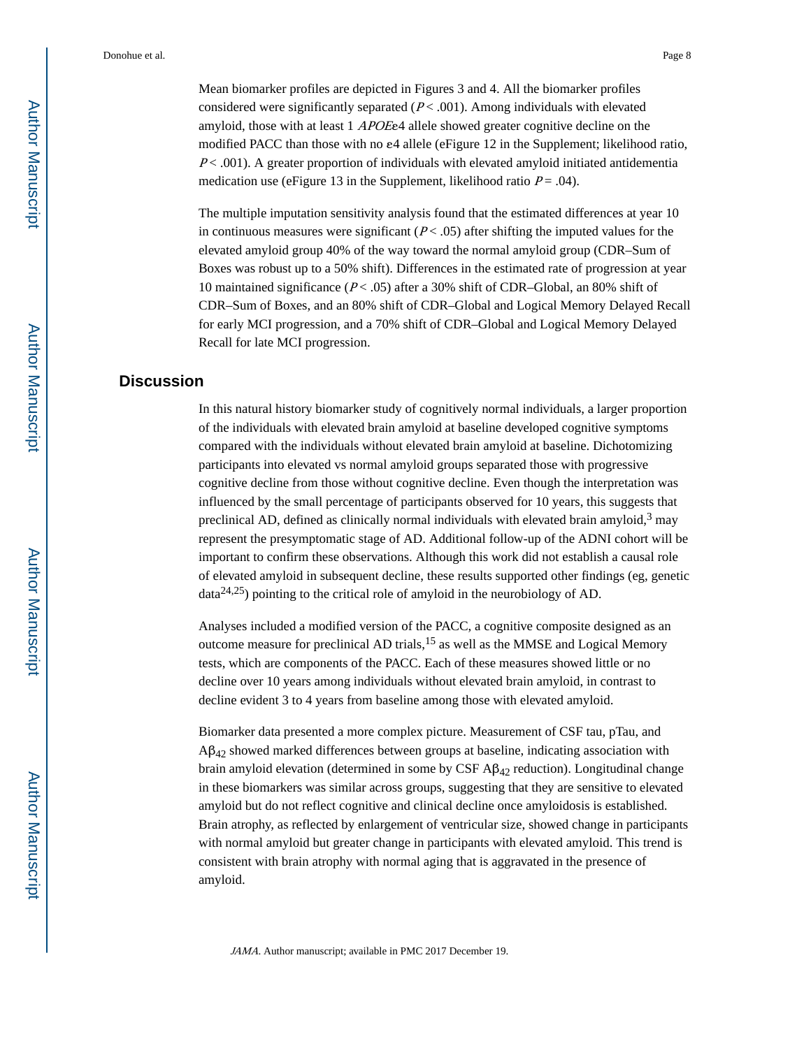Mean biomarker profiles are depicted in Figures 3 and 4. All the biomarker profiles considered were significantly separated ($P < .001$). Among individuals with elevated amyloid, those with at least 1 *APOE*ε4 allele showed greater cognitive decline on the modified PACC than those with no ε4 allele (eFigure 12 in the Supplement; likelihood ratio, $P < .001$). A greater proportion of individuals with elevated amyloid initiated antidementia medication use (eFigure 13 in the Supplement, likelihood ratio $P = .04$).

The multiple imputation sensitivity analysis found that the estimated differences at year 10 in continuous measures were significant ($P < .05$) after shifting the imputed values for the elevated amyloid group 40% of the way toward the normal amyloid group (CDR–Sum of Boxes was robust up to a 50% shift). Differences in the estimated rate of progression at year 10 maintained significance ($P < .05$) after a 30% shift of CDR–Global, an 80% shift of CDR–Sum of Boxes, and an 80% shift of CDR–Global and Logical Memory Delayed Recall for early MCI progression, and a 70% shift of CDR–Global and Logical Memory Delayed Recall for late MCI progression.

## Discussion

In this natural history biomarker study of cognitively normal individuals, a larger proportion of the individuals with elevated brain amyloid at baseline developed cognitive symptoms compared with the individuals without elevated brain amyloid at baseline. Dichotomizing participants into elevated vs normal amyloid groups separated those with progressive cognitive decline from those without cognitive decline. Even though the interpretation was influenced by the small percentage of participants observed for 10 years, this suggests that preclinical AD, defined as clinically normal individuals with elevated brain amyloid,[3] may represent the presymptomatic stage of AD. Additional follow-up of the ADNI cohort will be important to confirm these observations. Although this work did not establish a causal role of elevated amyloid in subsequent decline, these results supported other findings (eg, genetic data[24,25]) pointing to the critical role of amyloid in the neurobiology of AD.

Analyses included a modified version of the PACC, a cognitive composite designed as an outcome measure for preclinical AD trials,[15] as well as the MMSE and Logical Memory tests, which are components of the PACC. Each of these measures showed little or no decline over 10 years among individuals without elevated brain amyloid, in contrast to decline evident 3 to 4 years from baseline among those with elevated amyloid.

Biomarker data presented a more complex picture. Measurement of CSF tau, pTau, and A$\beta_{42}$ showed marked differences between groups at baseline, indicating association with brain amyloid elevation (determined in some by CSF A$\beta_{42}$ reduction). Longitudinal change in these biomarkers was similar across groups, suggesting that they are sensitive to elevated amyloid but do not reflect cognitive and clinical decline once amyloidosis is established. Brain atrophy, as reflected by enlargement of ventricular size, showed change in participants with normal amyloid but greater change in participants with elevated amyloid. This trend is consistent with brain atrophy with normal aging that is aggravated in the presence of amyloid.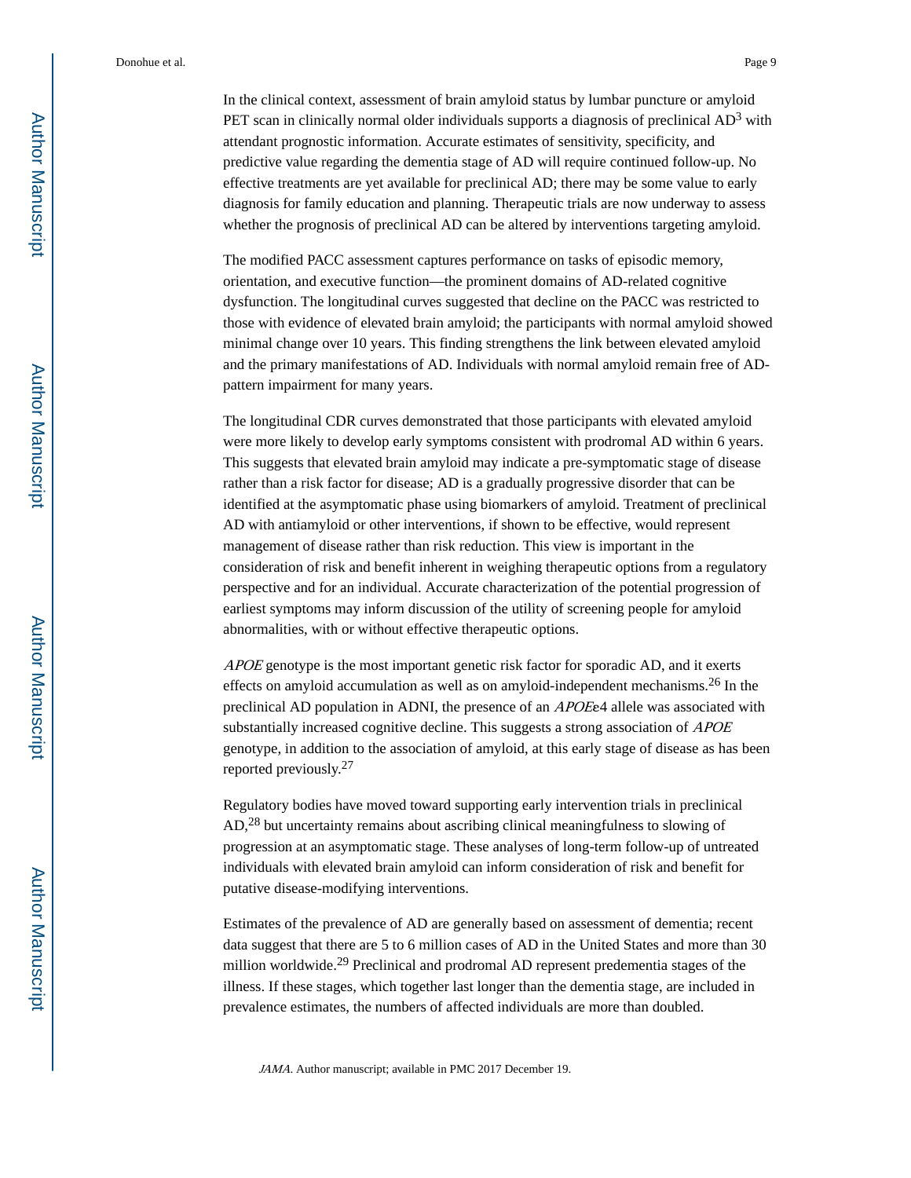In the clinical context, assessment of brain amyloid status by lumbar puncture or amyloid PET scan in clinically normal older individuals supports a diagnosis of preclinical AD[3] with attendant prognostic information. Accurate estimates of sensitivity, specificity, and predictive value regarding the dementia stage of AD will require continued follow-up. No effective treatments are yet available for preclinical AD; there may be some value to early diagnosis for family education and planning. Therapeutic trials are now underway to assess whether the prognosis of preclinical AD can be altered by interventions targeting amyloid.

The modified PACC assessment captures performance on tasks of episodic memory, orientation, and executive function—the prominent domains of AD-related cognitive dysfunction. The longitudinal curves suggested that decline on the PACC was restricted to those with evidence of elevated brain amyloid; the participants with normal amyloid showed minimal change over 10 years. This finding strengthens the link between elevated amyloid and the primary manifestations of AD. Individuals with normal amyloid remain free of AD-pattern impairment for many years.

The longitudinal CDR curves demonstrated that those participants with elevated amyloid were more likely to develop early symptoms consistent with prodromal AD within 6 years. This suggests that elevated brain amyloid may indicate a pre-symptomatic stage of disease rather than a risk factor for disease; AD is a gradually progressive disorder that can be identified at the asymptomatic phase using biomarkers of amyloid. Treatment of preclinical AD with antiamyloid or other interventions, if shown to be effective, would represent management of disease rather than risk reduction. This view is important in the consideration of risk and benefit inherent in weighing therapeutic options from a regulatory perspective and for an individual. Accurate characterization of the potential progression of earliest symptoms may inform discussion of the utility of screening people for amyloid abnormalities, with or without effective therapeutic options.

*APOE* genotype is the most important genetic risk factor for sporadic AD, and it exerts effects on amyloid accumulation as well as on amyloid-independent mechanisms.[26] In the preclinical AD population in ADNI, the presence of an *APOEε*4 allele was associated with substantially increased cognitive decline. This suggests a strong association of *APOE* genotype, in addition to the association of amyloid, at this early stage of disease as has been reported previously.[27]

Regulatory bodies have moved toward supporting early intervention trials in preclinical AD,[28] but uncertainty remains about ascribing clinical meaningfulness to slowing of progression at an asymptomatic stage. These analyses of long-term follow-up of untreated individuals with elevated brain amyloid can inform consideration of risk and benefit for putative disease-modifying interventions.

Estimates of the prevalence of AD are generally based on assessment of dementia; recent data suggest that there are 5 to 6 million cases of AD in the United States and more than 30 million worldwide.[29] Preclinical and prodromal AD represent predementia stages of the illness. If these stages, which together last longer than the dementia stage, are included in prevalence estimates, the numbers of affected individuals are more than doubled.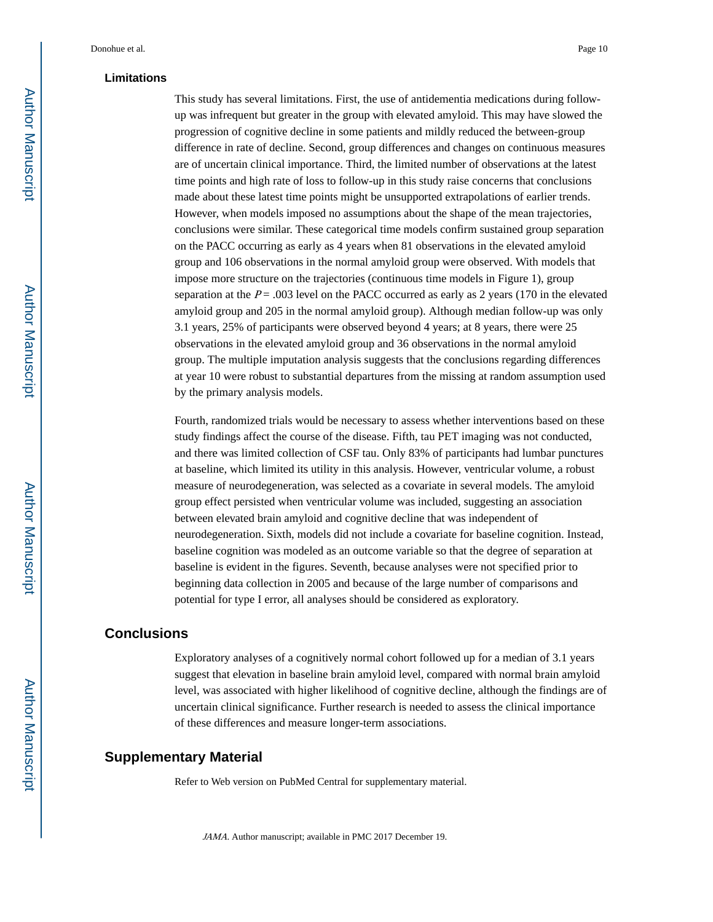## Limitations

This study has several limitations. First, the use of antidementia medications during follow-up was infrequent but greater in the group with elevated amyloid. This may have slowed the progression of cognitive decline in some patients and mildly reduced the between-group difference in rate of decline. Second, group differences and changes on continuous measures are of uncertain clinical importance. Third, the limited number of observations at the latest time points and high rate of loss to follow-up in this study raise concerns that conclusions made about these latest time points might be unsupported extrapolations of earlier trends. However, when models imposed no assumptions about the shape of the mean trajectories, conclusions were similar. These categorical time models confirm sustained group separation on the PACC occurring as early as 4 years when 81 observations in the elevated amyloid group and 106 observations in the normal amyloid group were observed. With models that impose more structure on the trajectories (continuous time models in Figure 1), group separation at the $P = .003$ level on the PACC occurred as early as 2 years (170 in the elevated amyloid group and 205 in the normal amyloid group). Although median follow-up was only 3.1 years, 25% of participants were observed beyond 4 years; at 8 years, there were 25 observations in the elevated amyloid group and 36 observations in the normal amyloid group. The multiple imputation analysis suggests that the conclusions regarding differences at year 10 were robust to substantial departures from the missing at random assumption used by the primary analysis models.

Fourth, randomized trials would be necessary to assess whether interventions based on these study findings affect the course of the disease. Fifth, tau PET imaging was not conducted, and there was limited collection of CSF tau. Only 83% of participants had lumbar punctures at baseline, which limited its utility in this analysis. However, ventricular volume, a robust measure of neurodegeneration, was selected as a covariate in several models. The amyloid group effect persisted when ventricular volume was included, suggesting an association between elevated brain amyloid and cognitive decline that was independent of neurodegeneration. Sixth, models did not include a covariate for baseline cognition. Instead, baseline cognition was modeled as an outcome variable so that the degree of separation at baseline is evident in the figures. Seventh, because analyses were not specified prior to beginning data collection in 2005 and because of the large number of comparisons and potential for type I error, all analyses should be considered as exploratory.

# Conclusions

Exploratory analyses of a cognitively normal cohort followed up for a median of 3.1 years suggest that elevation in baseline brain amyloid level, compared with normal brain amyloid level, was associated with higher likelihood of cognitive decline, although the findings are of uncertain clinical significance. Further research is needed to assess the clinical importance of these differences and measure longer-term associations.

# Supplementary Material

Refer to Web version on PubMed Central for supplementary material.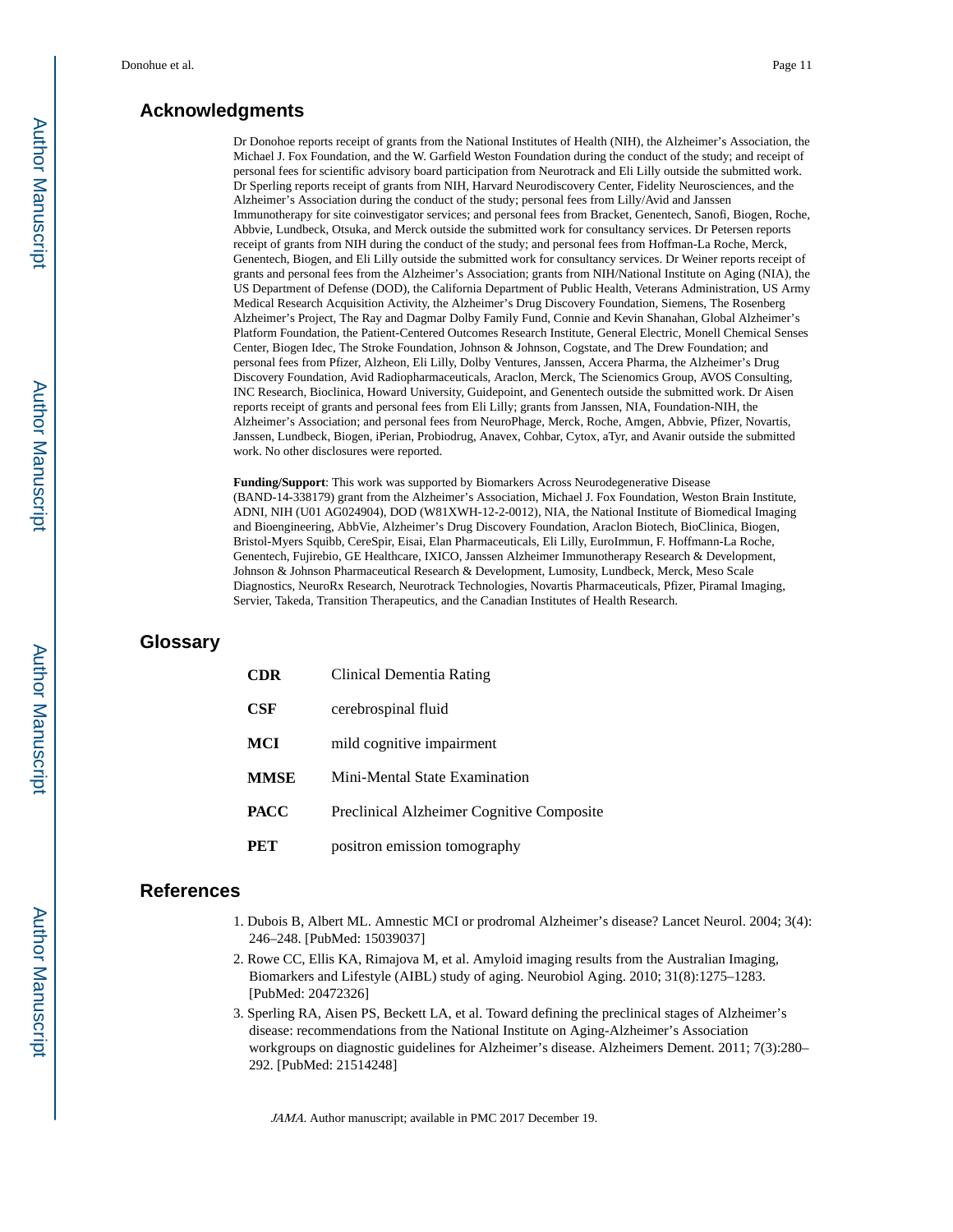## Acknowledgments

Dr Donohoe reports receipt of grants from the National Institutes of Health (NIH), the Alzheimer's Association, the Michael J. Fox Foundation, and the W. Garfield Weston Foundation during the conduct of the study; and receipt of personal fees for scientific advisory board participation from Neurotrack and Eli Lilly outside the submitted work. Dr Sperling reports receipt of grants from NIH, Harvard Neurodiscovery Center, Fidelity Neurosciences, and the Alzheimer's Association during the conduct of the study; personal fees from Lilly/Avid and Janssen Immunotherapy for site coinvestigator services; and personal fees from Bracket, Genentech, Sanofi, Biogen, Roche, Abbvie, Lundbeck, Otsuka, and Merck outside the submitted work for consultancy services. Dr Petersen reports receipt of grants from NIH during the conduct of the study; and personal fees from Hoffman-La Roche, Merck, Genentech, Biogen, and Eli Lilly outside the submitted work for consultancy services. Dr Weiner reports receipt of grants and personal fees from the Alzheimer's Association; grants from NIH/National Institute on Aging (NIA), the US Department of Defense (DOD), the California Department of Public Health, Veterans Administration, US Army Medical Research Acquisition Activity, the Alzheimer's Drug Discovery Foundation, Siemens, The Rosenberg Alzheimer's Project, The Ray and Dagmar Dolby Family Fund, Connie and Kevin Shanahan, Global Alzheimer's Platform Foundation, the Patient-Centered Outcomes Research Institute, General Electric, Monell Chemical Senses Center, Biogen Idec, The Stroke Foundation, Johnson & Johnson, Cogstate, and The Drew Foundation; and personal fees from Pfizer, Alzheon, Eli Lilly, Dolby Ventures, Janssen, Accera Pharma, the Alzheimer's Drug Discovery Foundation, Avid Radiopharmaceuticals, Araclon, Merck, The Scienomics Group, AVOS Consulting, INC Research, Bioclinica, Howard University, Guidepoint, and Genentech outside the submitted work. Dr Aisen reports receipt of grants and personal fees from Eli Lilly; grants from Janssen, NIA, Foundation-NIH, the Alzheimer's Association; and personal fees from NeuroPhage, Merck, Roche, Amgen, Abbvie, Pfizer, Novartis, Janssen, Lundbeck, Biogen, iPerian, Probiodrug, Anavex, Cohbar, Cytox, aTyr, and Avanir outside the submitted work. No other disclosures were reported.

**Funding/Support**: This work was supported by Biomarkers Across Neurodegenerative Disease (BAND-14-338179) grant from the Alzheimer's Association, Michael J. Fox Foundation, Weston Brain Institute, ADNI, NIH (U01 AG024904), DOD (W81XWH-12-2-0012), NIA, the National Institute of Biomedical Imaging and Bioengineering, AbbVie, Alzheimer's Drug Discovery Foundation, Araclon Biotech, BioClinica, Biogen, Bristol-Myers Squibb, CereSpir, Eisai, Elan Pharmaceuticals, Eli Lilly, EuroImmun, F. Hoffmann-La Roche, Genentech, Fujirebio, GE Healthcare, IXICO, Janssen Alzheimer Immunotherapy Research & Development, Johnson & Johnson Pharmaceutical Research & Development, Lumosity, Lundbeck, Merck, Meso Scale Diagnostics, NeuroRx Research, Neurotrack Technologies, Novartis Pharmaceuticals, Pfizer, Piramal Imaging, Servier, Takeda, Transition Therapeutics, and the Canadian Institutes of Health Research.

## Glossary

| | |
|---|---|
| **CDR** | Clinical Dementia Rating |
| **CSF** | cerebrospinal fluid |
| **MCI** | mild cognitive impairment |
| **MMSE** | Mini-Mental State Examination |
| **PACC** | Preclinical Alzheimer Cognitive Composite |
| **PET** | positron emission tomography |

## References

1. Dubois B, Albert ML. Amnestic MCI or prodromal Alzheimer's disease? Lancet Neurol. 2004; 3(4): 246–248. [PubMed: 15039037]
2. Rowe CC, Ellis KA, Rimajova M, et al. Amyloid imaging results from the Australian Imaging, Biomarkers and Lifestyle (AIBL) study of aging. Neurobiol Aging. 2010; 31(8):1275–1283. [PubMed: 20472326]
3. Sperling RA, Aisen PS, Beckett LA, et al. Toward defining the preclinical stages of Alzheimer's disease: recommendations from the National Institute on Aging-Alzheimer's Association workgroups on diagnostic guidelines for Alzheimer's disease. Alzheimers Dement. 2011; 7(3):280–292. [PubMed: 21514248]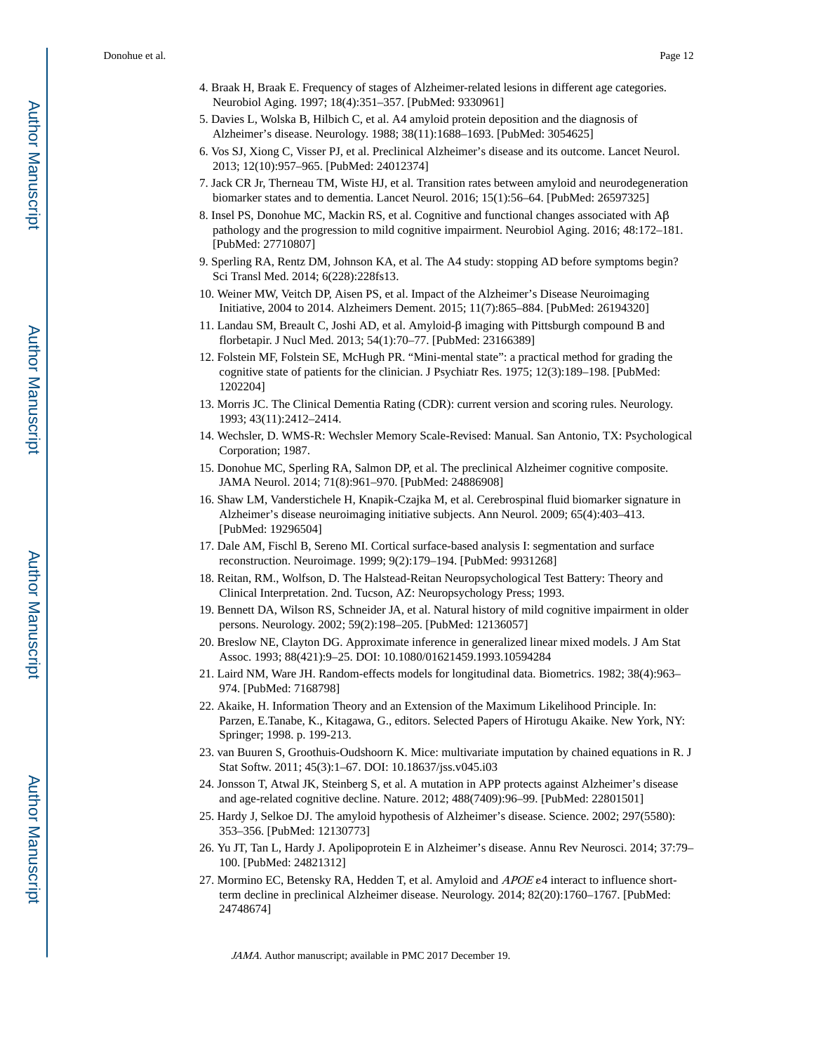4. Braak H, Braak E. Frequency of stages of Alzheimer-related lesions in different age categories. Neurobiol Aging. 1997; 18(4):351–357. [PubMed: 9330961]
5. Davies L, Wolska B, Hilbich C, et al. A4 amyloid protein deposition and the diagnosis of Alzheimer's disease. Neurology. 1988; 38(11):1688–1693. [PubMed: 3054625]
6. Vos SJ, Xiong C, Visser PJ, et al. Preclinical Alzheimer's disease and its outcome. Lancet Neurol. 2013; 12(10):957–965. [PubMed: 24012374]
7. Jack CR Jr, Therneau TM, Wiste HJ, et al. Transition rates between amyloid and neurodegeneration biomarker states and to dementia. Lancet Neurol. 2016; 15(1):56–64. [PubMed: 26597325]
8. Insel PS, Donohue MC, Mackin RS, et al. Cognitive and functional changes associated with Aβ pathology and the progression to mild cognitive impairment. Neurobiol Aging. 2016; 48:172–181. [PubMed: 27710807]
9. Sperling RA, Rentz DM, Johnson KA, et al. The A4 study: stopping AD before symptoms begin? Sci Transl Med. 2014; 6(228):228fs13.
10. Weiner MW, Veitch DP, Aisen PS, et al. Impact of the Alzheimer's Disease Neuroimaging Initiative, 2004 to 2014. Alzheimers Dement. 2015; 11(7):865–884. [PubMed: 26194320]
11. Landau SM, Breault C, Joshi AD, et al. Amyloid-β imaging with Pittsburgh compound B and florbetapir. J Nucl Med. 2013; 54(1):70–77. [PubMed: 23166389]
12. Folstein MF, Folstein SE, McHugh PR. "Mini-mental state": a practical method for grading the cognitive state of patients for the clinician. J Psychiatr Res. 1975; 12(3):189–198. [PubMed: 1202204]
13. Morris JC. The Clinical Dementia Rating (CDR): current version and scoring rules. Neurology. 1993; 43(11):2412–2414.
14. Wechsler, D. WMS-R: Wechsler Memory Scale-Revised: Manual. San Antonio, TX: Psychological Corporation; 1987.
15. Donohue MC, Sperling RA, Salmon DP, et al. The preclinical Alzheimer cognitive composite. JAMA Neurol. 2014; 71(8):961–970. [PubMed: 24886908]
16. Shaw LM, Vanderstichele H, Knapik-Czajka M, et al. Cerebrospinal fluid biomarker signature in Alzheimer's disease neuroimaging initiative subjects. Ann Neurol. 2009; 65(4):403–413. [PubMed: 19296504]
17. Dale AM, Fischl B, Sereno MI. Cortical surface-based analysis I: segmentation and surface reconstruction. Neuroimage. 1999; 9(2):179–194. [PubMed: 9931268]
18. Reitan, RM., Wolfson, D. The Halstead-Reitan Neuropsychological Test Battery: Theory and Clinical Interpretation. 2nd. Tucson, AZ: Neuropsychology Press; 1993.
19. Bennett DA, Wilson RS, Schneider JA, et al. Natural history of mild cognitive impairment in older persons. Neurology. 2002; 59(2):198–205. [PubMed: 12136057]
20. Breslow NE, Clayton DG. Approximate inference in generalized linear mixed models. J Am Stat Assoc. 1993; 88(421):9–25. DOI: 10.1080/01621459.1993.10594284
21. Laird NM, Ware JH. Random-effects models for longitudinal data. Biometrics. 1982; 38(4):963–974. [PubMed: 7168798]
22. Akaike, H. Information Theory and an Extension of the Maximum Likelihood Principle. In: Parzen, E.Tanabe, K., Kitagawa, G., editors. Selected Papers of Hirotugu Akaike. New York, NY: Springer; 1998. p. 199-213.
23. van Buuren S, Groothuis-Oudshoorn K. Mice: multivariate imputation by chained equations in R. J Stat Softw. 2011; 45(3):1–67. DOI: 10.18637/jss.v045.i03
24. Jonsson T, Atwal JK, Steinberg S, et al. A mutation in APP protects against Alzheimer's disease and age-related cognitive decline. Nature. 2012; 488(7409):96–99. [PubMed: 22801501]
25. Hardy J, Selkoe DJ. The amyloid hypothesis of Alzheimer's disease. Science. 2002; 297(5580): 353–356. [PubMed: 12130773]
26. Yu JT, Tan L, Hardy J. Apolipoprotein E in Alzheimer's disease. Annu Rev Neurosci. 2014; 37:79–100. [PubMed: 24821312]
27. Mormino EC, Betensky RA, Hedden T, et al. Amyloid and *APOE* ε4 interact to influence short-term decline in preclinical Alzheimer disease. Neurology. 2014; 82(20):1760–1767. [PubMed: 24748674]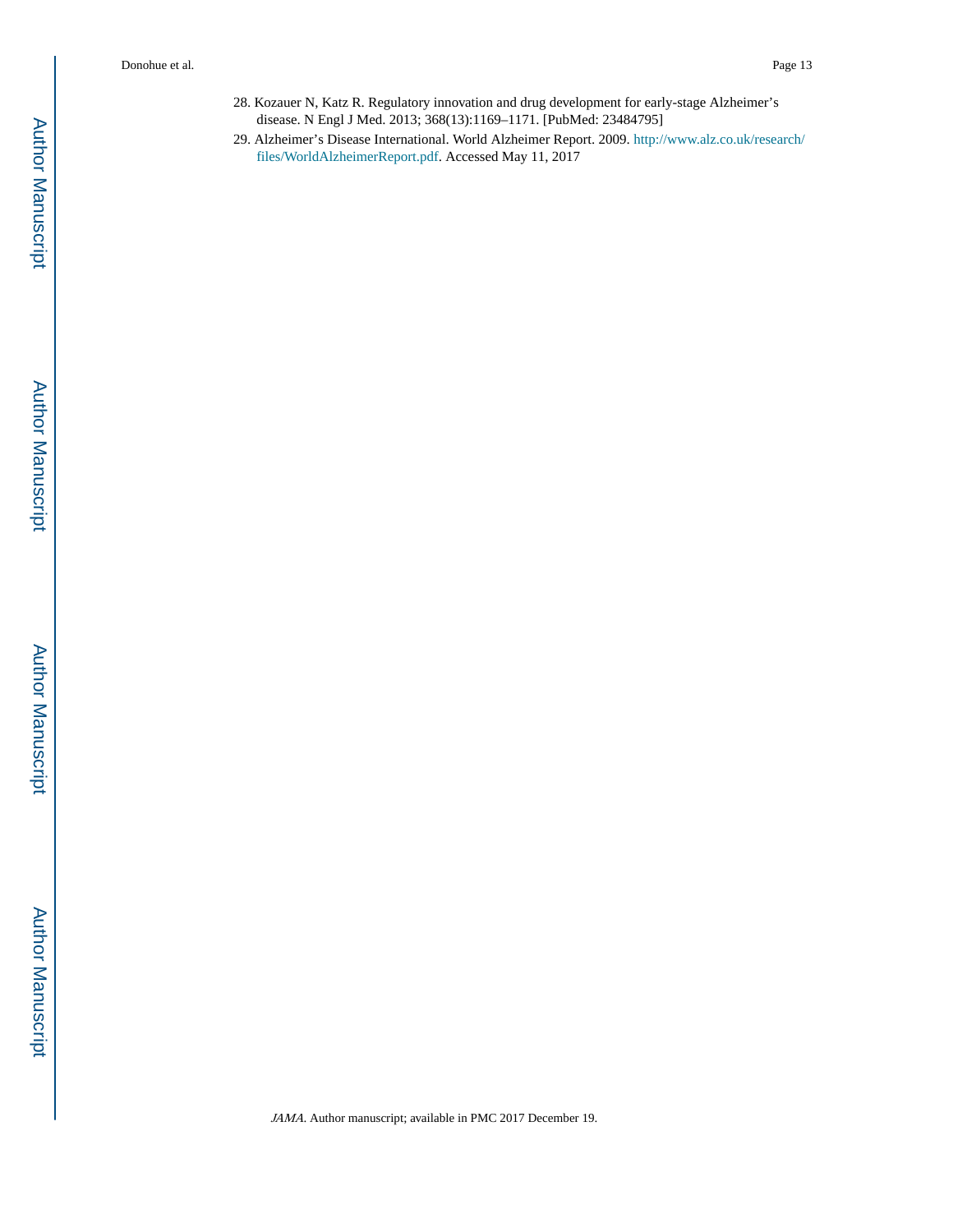28. Kozauer N, Katz R. Regulatory innovation and drug development for early-stage Alzheimer's disease. N Engl J Med. 2013; 368(13):1169–1171. [PubMed: 23484795]

29. Alzheimer's Disease International. World Alzheimer Report. 2009. http://www.alz.co.uk/research/files/WorldAlzheimerReport.pdf. Accessed May 11, 2017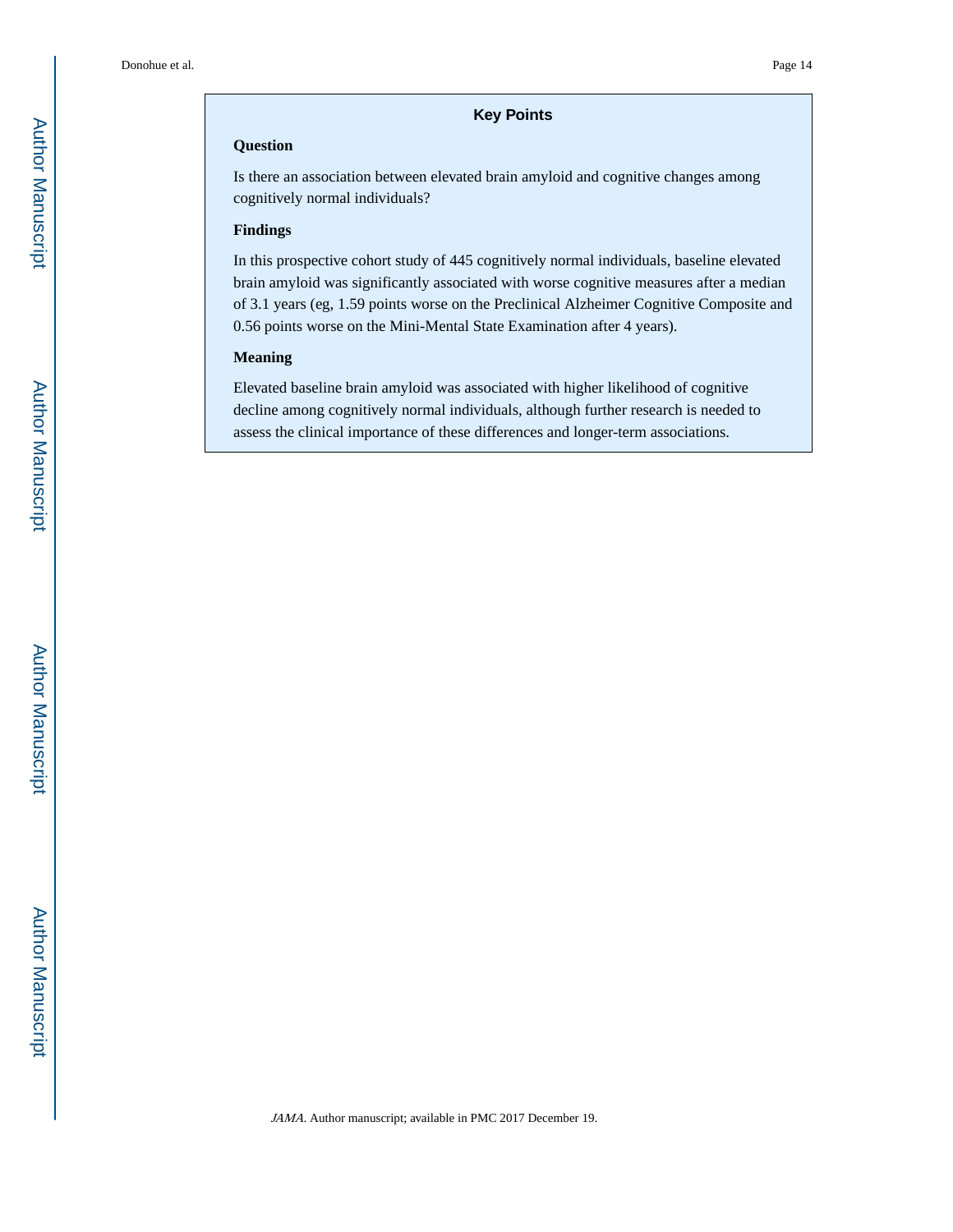## Key Points

### Question

Is there an association between elevated brain amyloid and cognitive changes among cognitively normal individuals?

### Findings

In this prospective cohort study of 445 cognitively normal individuals, baseline elevated brain amyloid was significantly associated with worse cognitive measures after a median of 3.1 years (eg, 1.59 points worse on the Preclinical Alzheimer Cognitive Composite and 0.56 points worse on the Mini-Mental State Examination after 4 years).

### Meaning

Elevated baseline brain amyloid was associated with higher likelihood of cognitive decline among cognitively normal individuals, although further research is needed to assess the clinical importance of these differences and longer-term associations.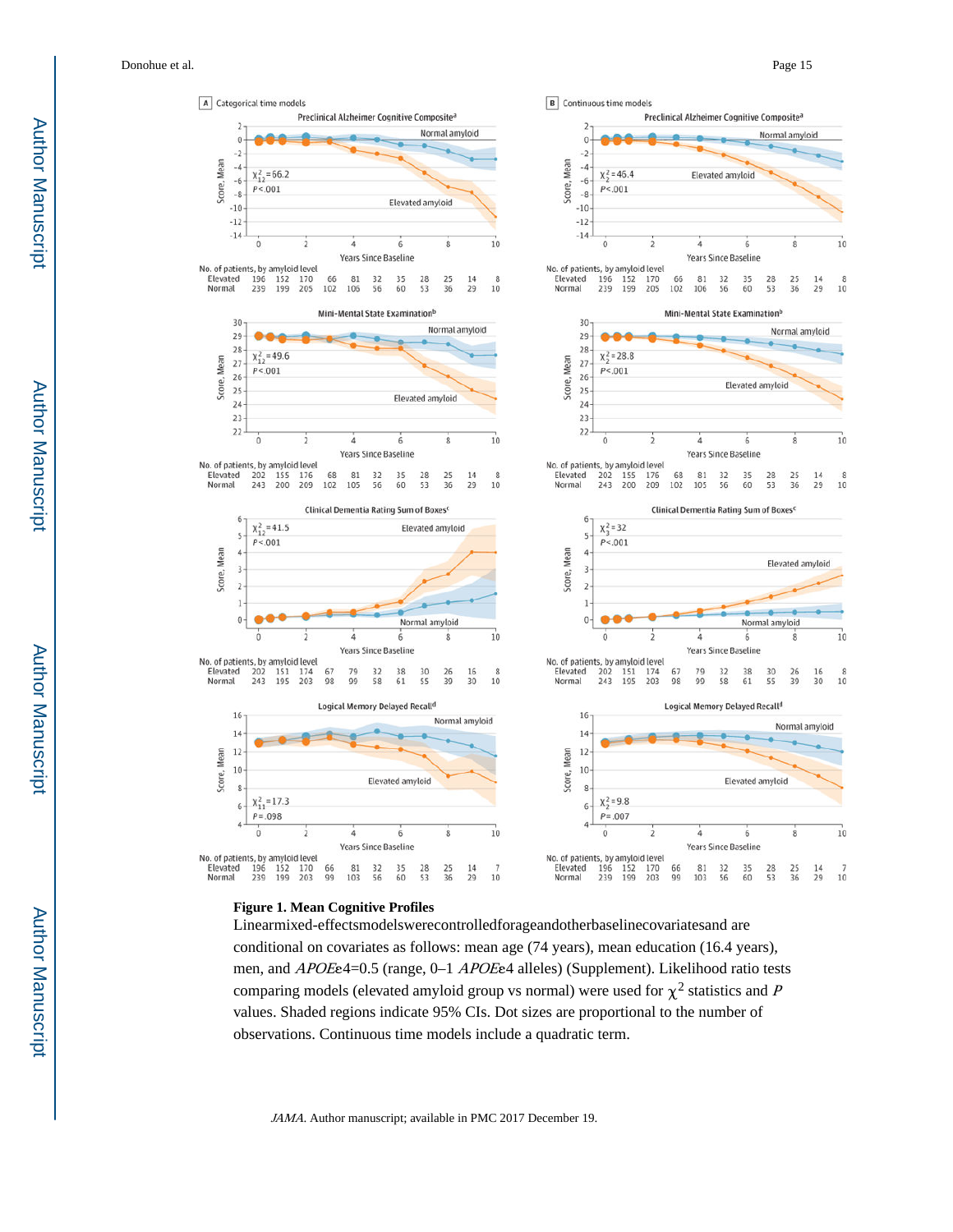**Figure 1. Mean Cognitive Profiles**

Linearmixed-effectsmodelswerecontrolledforageandotherbaselinecovariatesand are conditional on covariates as follows: mean age (74 years), mean education (16.4 years), men, and *APOE*ε4=0.5 (range, 0–1 *APOE*ε4 alleles) (Supplement). Likelihood ratio tests comparing models (elevated amyloid group vs normal) were used for $\chi^2$ statistics and *P* values. Shaded regions indicate 95% CIs. Dot sizes are proportional to the number of observations. Continuous time models include a quadratic term.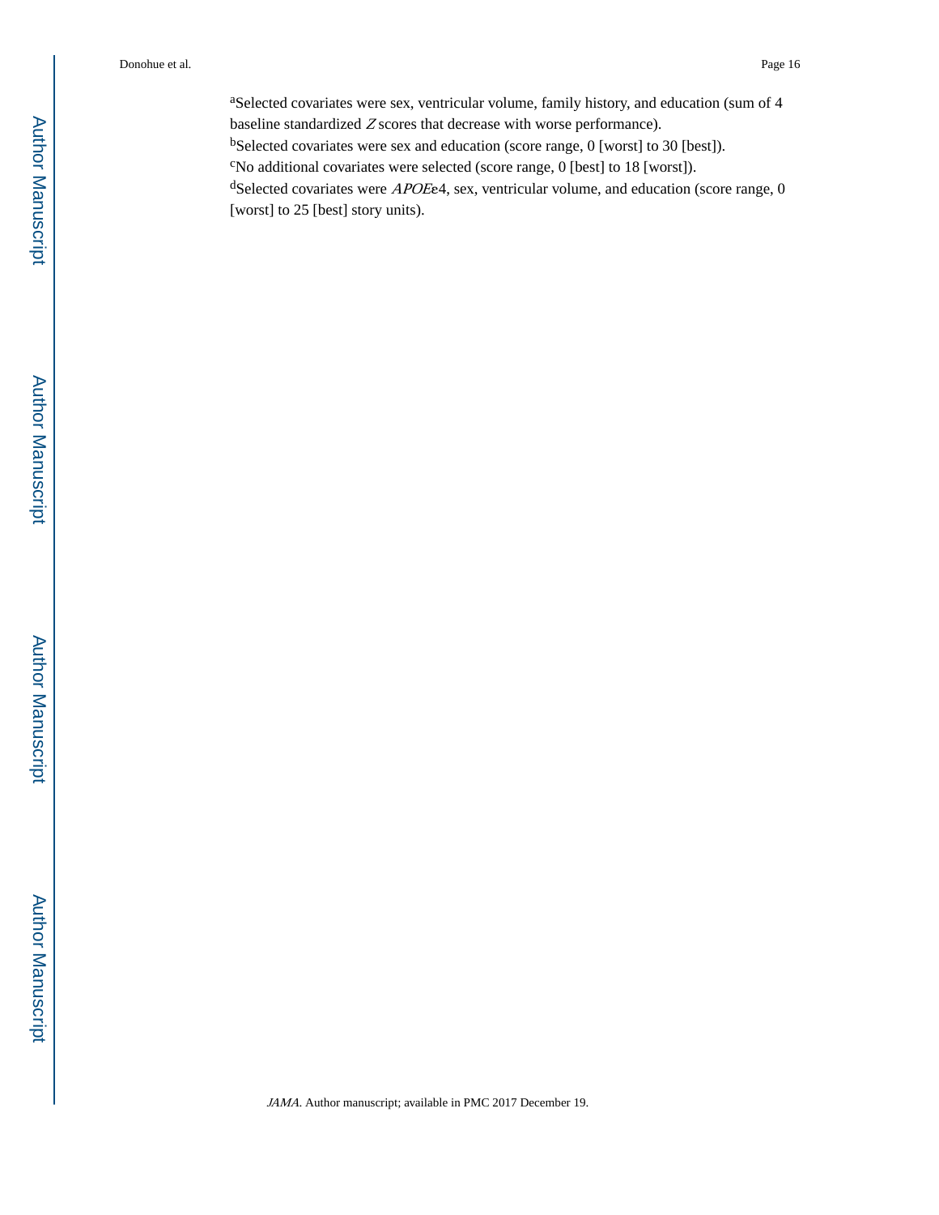[a]Selected covariates were sex, ventricular volume, family history, and education (sum of 4 baseline standardized *Z* scores that decrease with worse performance).

[b]Selected covariates were sex and education (score range, 0 [worst] to 30 [best]).

[c]No additional covariates were selected (score range, 0 [best] to 18 [worst]).

[d]Selected covariates were *APOE*ε4, sex, ventricular volume, and education (score range, 0 [worst] to 25 [best] story units).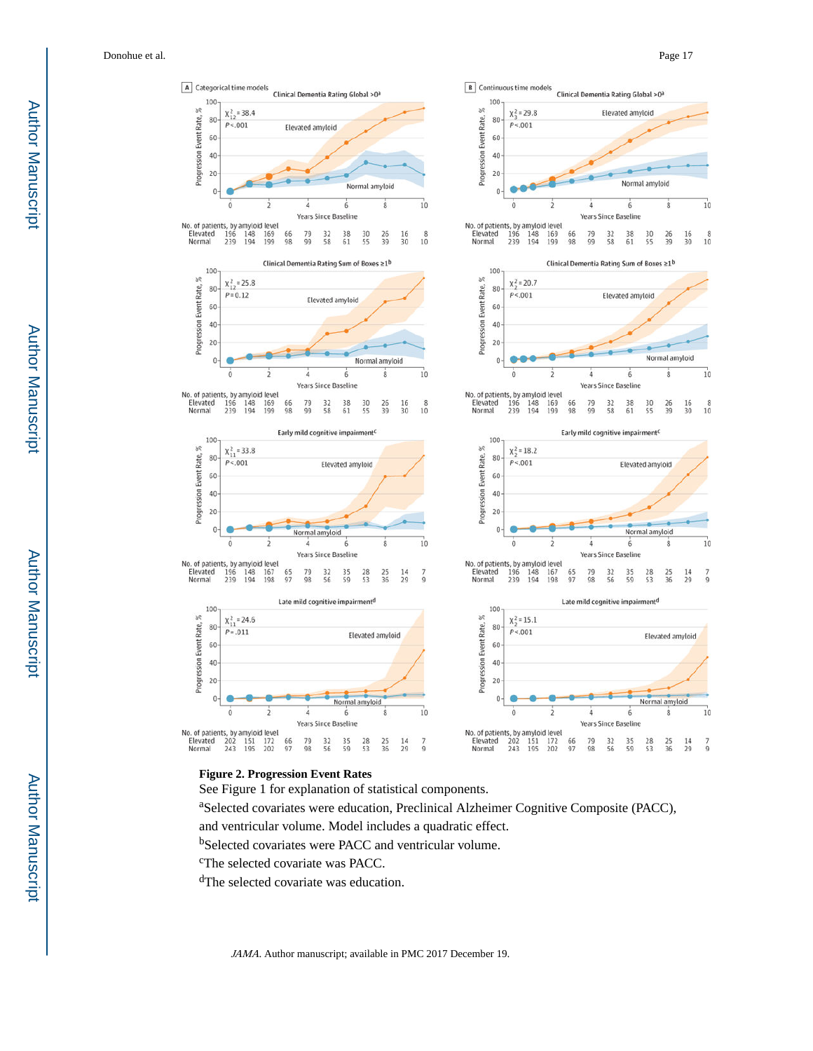**Figure 2. Progression Event Rates**

See Figure 1 for explanation of statistical components.

[a]Selected covariates were education, Preclinical Alzheimer Cognitive Composite (PACC), and ventricular volume. Model includes a quadratic effect.

[b]Selected covariates were PACC and ventricular volume.

[c]The selected covariate was PACC.

[d]The selected covariate was education.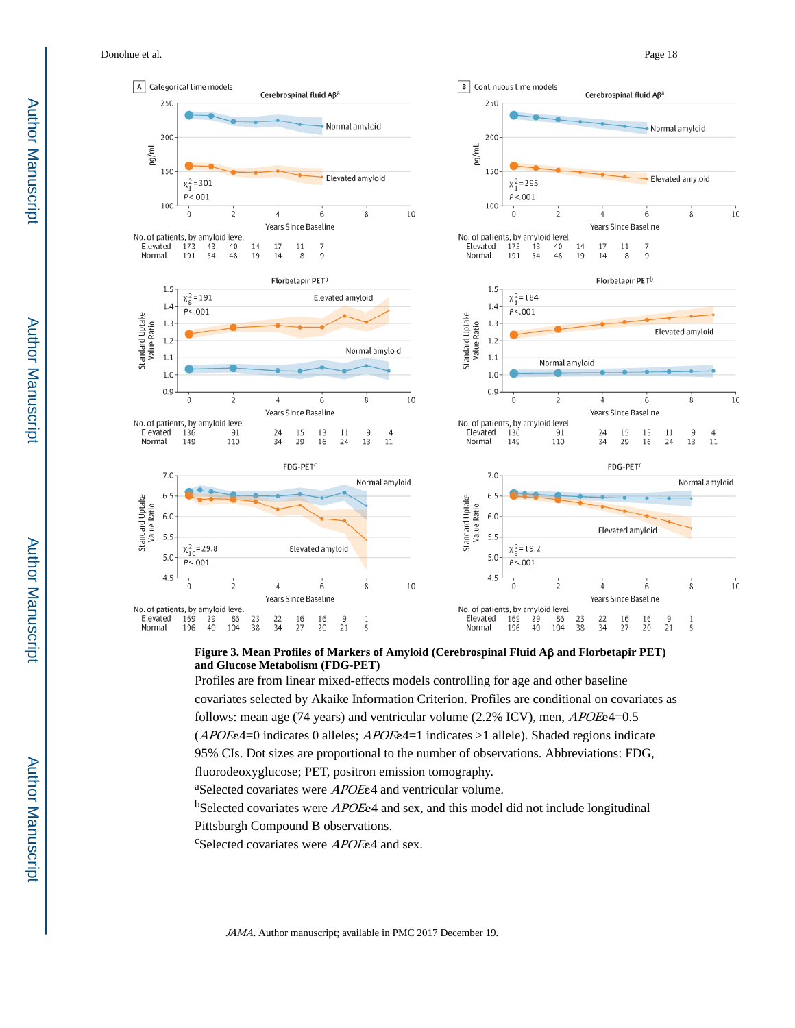**Figure 3. Mean Profiles of Markers of Amyloid (Cerebrospinal Fluid Aβ and Florbetapir PET) and Glucose Metabolism (FDG-PET)**

Profiles are from linear mixed-effects models controlling for age and other baseline covariates selected by Akaike Information Criterion. Profiles are conditional on covariates as follows: mean age (74 years) and ventricular volume (2.2% ICV), men, *APOE*ε4=0.5 (*APOE*ε4=0 indicates 0 alleles; *APOE*ε4=1 indicates ≥1 allele). Shaded regions indicate 95% CIs. Dot sizes are proportional to the number of observations. Abbreviations: FDG, fluorodeoxyglucose; PET, positron emission tomography.

[a]Selected covariates were *APOE*ε4 and ventricular volume.

[b]Selected covariates were *APOE*ε4 and sex, and this model did not include longitudinal Pittsburgh Compound B observations.

[c]Selected covariates were *APOE*ε4 and sex.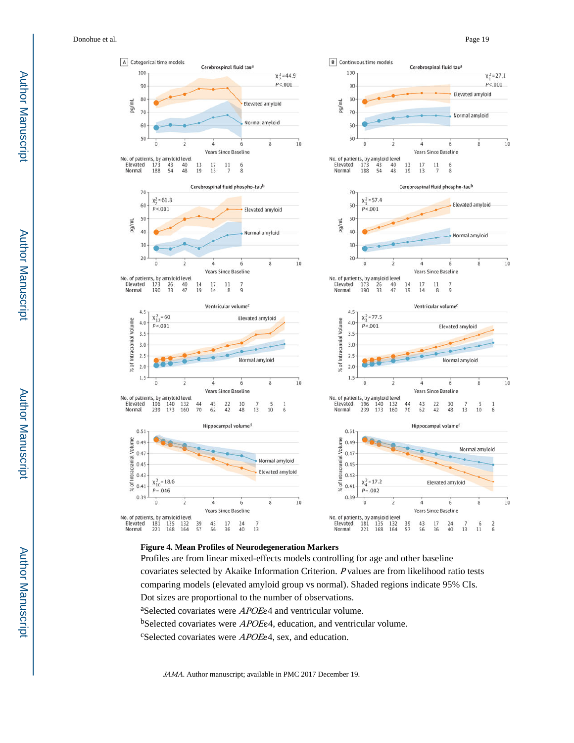**Figure 4. Mean Profiles of Neurodegeneration Markers**

Profiles are from linear mixed-effects models controlling for age and other baseline covariates selected by Akaike Information Criterion. *P* values are from likelihood ratio tests comparing models (elevated amyloid group vs normal). Shaded regions indicate 95% CIs. Dot sizes are proportional to the number of observations.

[a]Selected covariates were *APOE*ε4 and ventricular volume.

[b]Selected covariates were *APOE*ε4, education, and ventricular volume.

[c]Selected covariates were *APOE*ε4, sex, and education.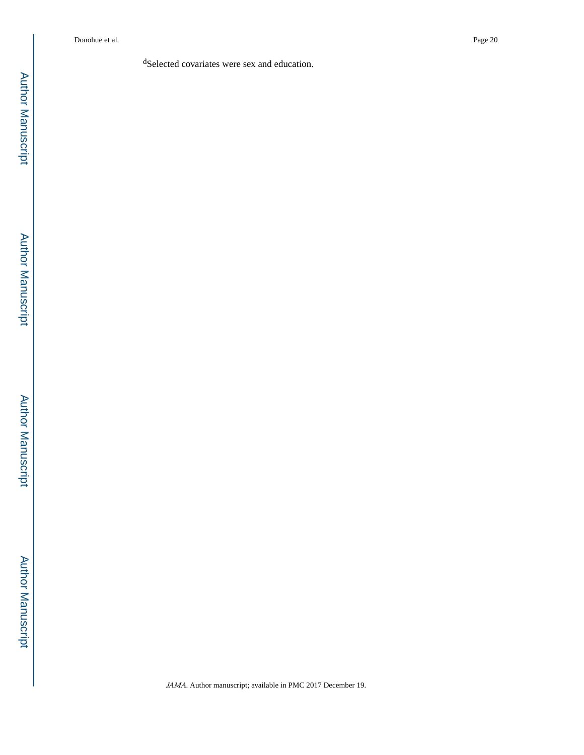[d]Selected covariates were sex and education.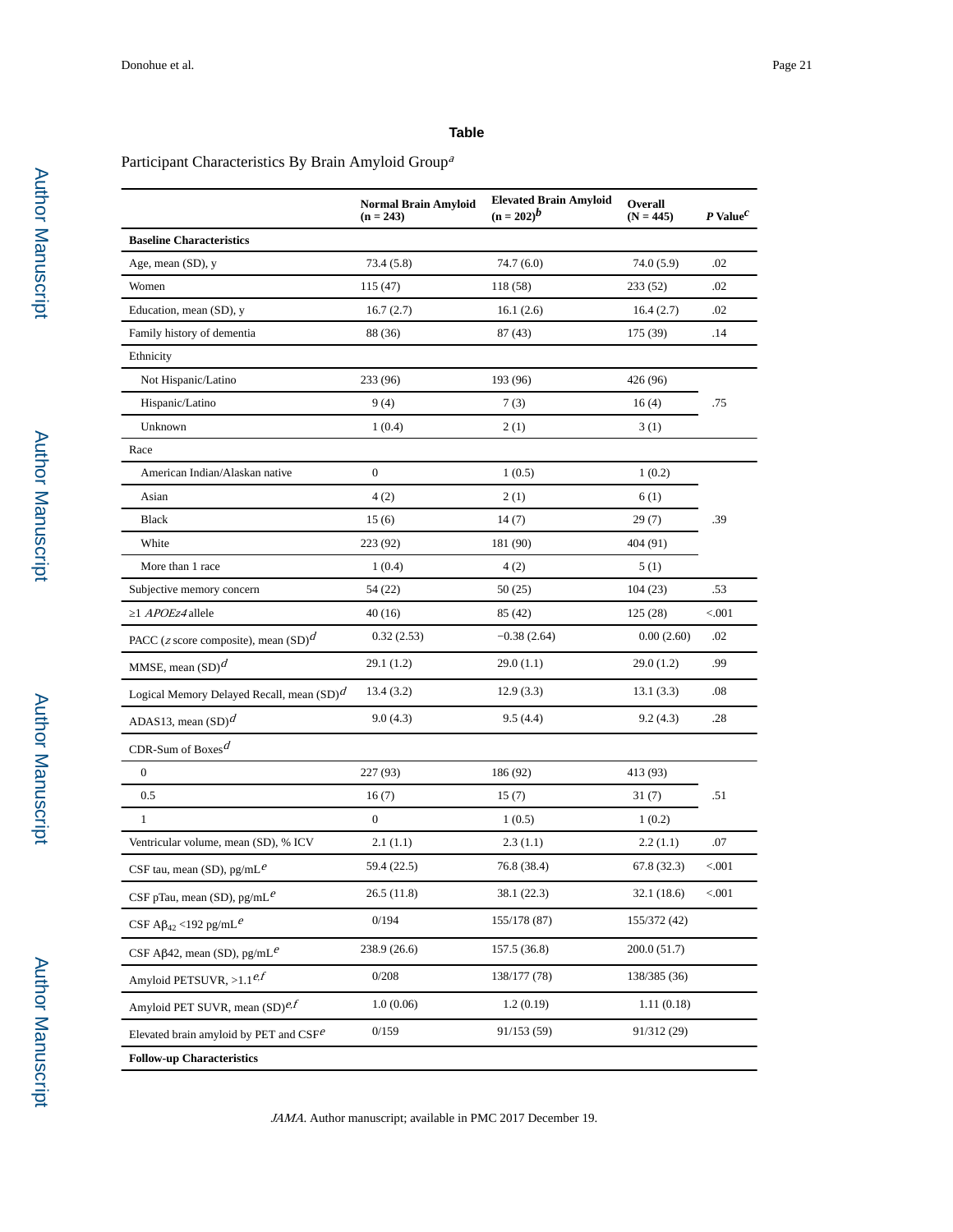## Table

Participant Characteristics By Brain Amyloid Group[a]

| | Normal Brain Amyloid (n = 243) | Elevated Brain Amyloid (n = 202)[b] | Overall (N = 445) | *P* Value[c] |
|---|---|---|---|---|
| **Baseline Characteristics** | | | | |
| Age, mean (SD), y | 73.4 (5.8) | 74.7 (6.0) | 74.0 (5.9) | .02 |
| Women | 115 (47) | 118 (58) | 233 (52) | .02 |
| Education, mean (SD), y | 16.7 (2.7) | 16.1 (2.6) | 16.4 (2.7) | .02 |
| Family history of dementia | 88 (36) | 87 (43) | 175 (39) | .14 |
| Ethnicity | | | | |
| Not Hispanic/Latino | 233 (96) | 193 (96) | 426 (96) | .75 |
| Hispanic/Latino | 9 (4) | 7 (3) | 16 (4) | |
| Unknown | 1 (0.4) | 2 (1) | 3 (1) | |
| Race | | | | |
| American Indian/Alaskan native | 0 | 1 (0.5) | 1 (0.2) | .39 |
| Asian | 4 (2) | 2 (1) | 6 (1) | |
| Black | 15 (6) | 14 (7) | 29 (7) | |
| White | 223 (92) | 181 (90) | 404 (91) | |
| More than 1 race | 1 (0.4) | 4 (2) | 5 (1) | |
| Subjective memory concern | 54 (22) | 50 (25) | 104 (23) | .53 |
| ≥1 *APOEε4* allele | 40 (16) | 85 (42) | 125 (28) | <.001 |
| PACC (*z* score composite), mean (SD)[d] | 0.32 (2.53) | −0.38 (2.64) | 0.00 (2.60) | .02 |
| MMSE, mean (SD)[d] | 29.1 (1.2) | 29.0 (1.1) | 29.0 (1.2) | .99 |
| Logical Memory Delayed Recall, mean (SD)[d] | 13.4 (3.2) | 12.9 (3.3) | 13.1 (3.3) | .08 |
| ADAS13, mean (SD)[d] | 9.0 (4.3) | 9.5 (4.4) | 9.2 (4.3) | .28 |
| CDR-Sum of Boxes[d] | | | | |
| 0 | 227 (93) | 186 (92) | 413 (93) | .51 |
| 0.5 | 16 (7) | 15 (7) | 31 (7) | |
| 1 | 0 | 1 (0.5) | 1 (0.2) | |
| Ventricular volume, mean (SD), % ICV | 2.1 (1.1) | 2.3 (1.1) | 2.2 (1.1) | .07 |
| CSF tau, mean (SD), pg/mL[e] | 59.4 (22.5) | 76.8 (38.4) | 67.8 (32.3) | <.001 |
| CSF pTau, mean (SD), pg/mL[e] | 26.5 (11.8) | 38.1 (22.3) | 32.1 (18.6) | <.001 |
| CSF $A\beta_{42}$ <192 pg/mL[e] | 0/194 | 155/178 (87) | 155/372 (42) | |
| CSF Aβ42, mean (SD), pg/mL[e] | 238.9 (26.6) | 157.5 (36.8) | 200.0 (51.7) | |
| Amyloid PETSUVR, >1.1[e,f] | 0/208 | 138/177 (78) | 138/385 (36) | |
| Amyloid PET SUVR, mean (SD)[e,f] | 1.0 (0.06) | 1.2 (0.19) | 1.11 (0.18) | |
| Elevated brain amyloid by PET and CSF[e] | 0/159 | 91/153 (59) | 91/312 (29) | |
| **Follow-up Characteristics** | | | | |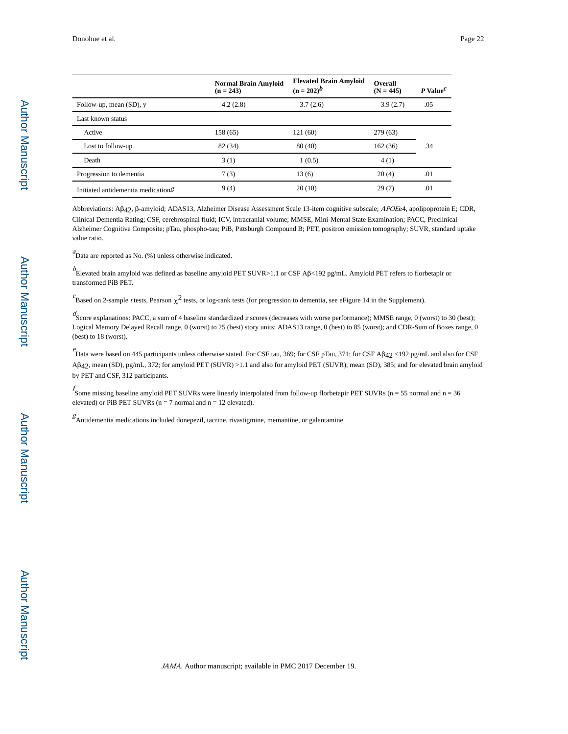| | Normal Brain Amyloid (n = 243) | Elevated Brain Amyloid (n = 202)[b] | Overall (N = 445) | P Value[c] |
|---|---|---|---|---|
| Follow-up, mean (SD), y | 4.2 (2.8) | 3.7 (2.6) | 3.9 (2.7) | .05 |
| Last known status | | | | |
| Active | 158 (65) | 121 (60) | 279 (63) | .34 |
| Lost to follow-up | 82 (34) | 80 (40) | 162 (36) | |
| Death | 3 (1) | 1 (0.5) | 4 (1) | |
| Progression to dementia | 7 (3) | 13 (6) | 20 (4) | .01 |
| Initiated antidementia medication[g] | 9 (4) | 20 (10) | 29 (7) | .01 |

Abbreviations: Aβ42, β-amyloid; ADAS13, Alzheimer Disease Assessment Scale 13-item cognitive subscale; *APOE*ε4, apolipoprotein E; CDR, Clinical Dementia Rating; CSF, cerebrospinal fluid; ICV, intracranial volume; MMSE, Mini-Mental State Examination; PACC, Preclinical Alzheimer Cognitive Composite; pTau, phospho-tau; PiB, Pittsburgh Compound B; PET, positron emission tomography; SUVR, standard uptake value ratio.

[a]Data are reported as No. (%) unless otherwise indicated.

[b]Elevated brain amyloid was defined as baseline amyloid PET SUVR>1.1 or CSF Aβ<192 pg/mL. Amyloid PET refers to florbetapir or transformed PiB PET.

[c]Based on 2-sample *t* tests, Pearson $\chi^2$ tests, or log-rank tests (for progression to dementia, see eFigure 14 in the Supplement).

[d]Score explanations: PACC, a sum of 4 baseline standardized *z* scores (decreases with worse performance); MMSE range, 0 (worst) to 30 (best); Logical Memory Delayed Recall range, 0 (worst) to 25 (best) story units; ADAS13 range, 0 (best) to 85 (worst); and CDR-Sum of Boxes range, 0 (best) to 18 (worst).

[e]Data were based on 445 participants unless otherwise stated. For CSF tau, 369; for CSF pTau, 371; for CSF Aβ42 <192 pg/mL and also for CSF Aβ42, mean (SD), pg/mL, 372; for amyloid PET (SUVR) >1.1 and also for amyloid PET (SUVR), mean (SD), 385; and for elevated brain amyloid by PET and CSF, 312 participants.

[f]Some missing baseline amyloid PET SUVRs were linearly interpolated from follow-up florbetapir PET SUVRs (n = 55 normal and n = 36 elevated) or PiB PET SUVRs (n = 7 normal and n = 12 elevated).

[g]Antidementia medications included donepezil, tacrine, rivastigmine, memantine, or galantamine.